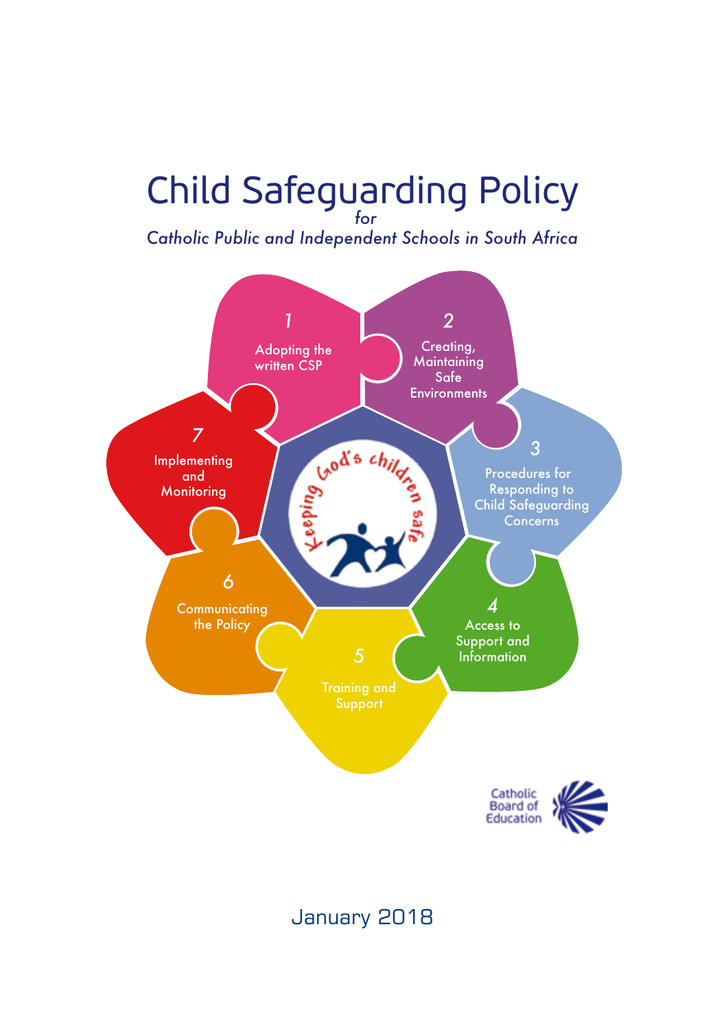# Child Safeguarding Policy

*for*

*Catholic Public and Independent Schools in South Africa*

1. Adopting the written CSP
2. Creating, Maintaining Safe Environments
3. Procedures for Responding to Child Safeguarding Concerns
4. Access to Support and Information
5. Training and Support
6. Communicating the Policy
7. Implementing and Monitoring

Keeping God's children safe

Catholic Board of Education

January 2018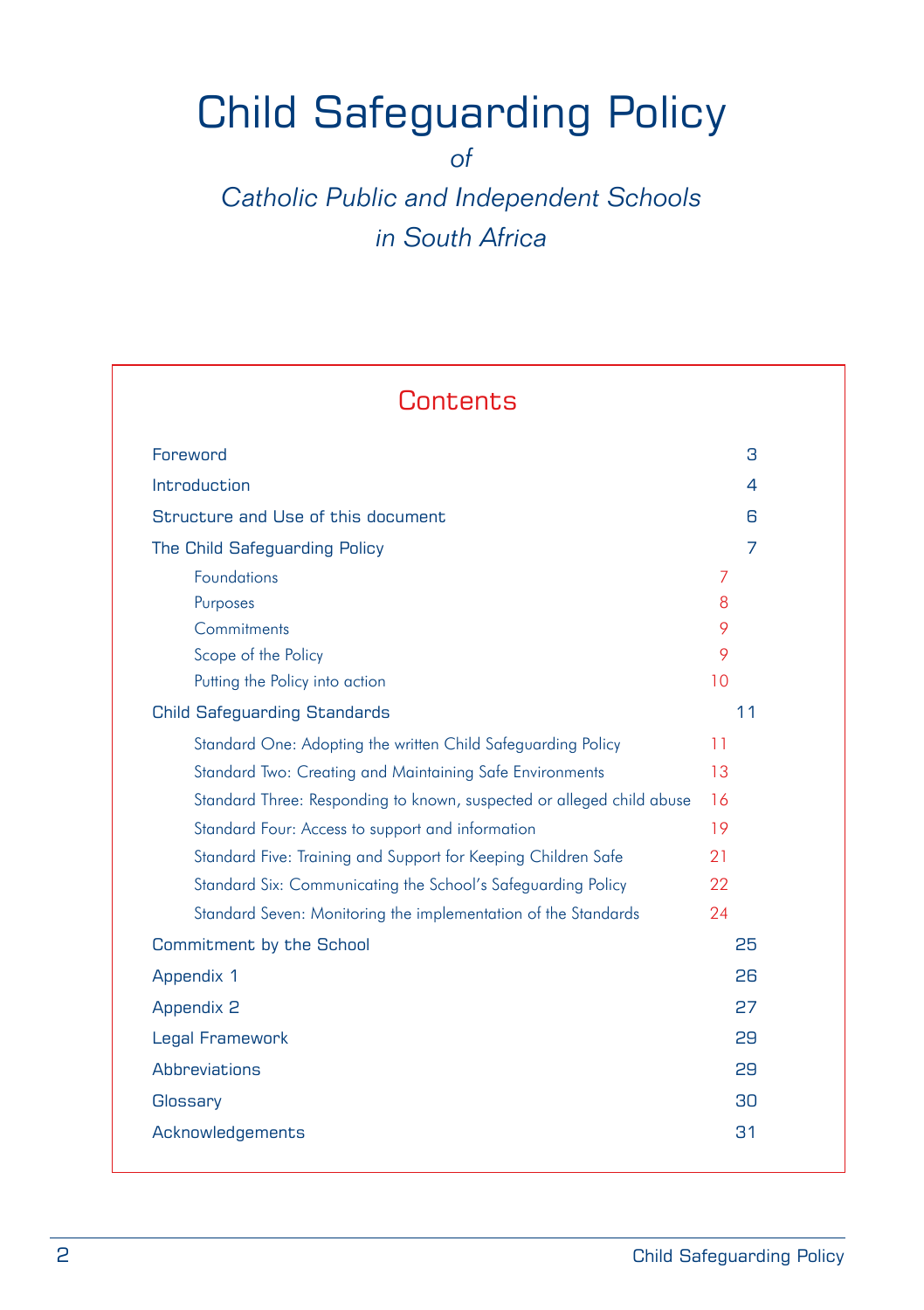# Child Safeguarding Policy

*of*

*Catholic Public and Independent Schools in South Africa*

## Contents

| | |
|---|---|
| Foreword | 3 |
| Introduction | 4 |
| Structure and Use of this document | 6 |
| The Child Safeguarding Policy | 7 |
| &nbsp;&nbsp;&nbsp;&nbsp;Foundations | 7 |
| &nbsp;&nbsp;&nbsp;&nbsp;Purposes | 8 |
| &nbsp;&nbsp;&nbsp;&nbsp;Commitments | 9 |
| &nbsp;&nbsp;&nbsp;&nbsp;Scope of the Policy | 9 |
| &nbsp;&nbsp;&nbsp;&nbsp;Putting the Policy into action | 10 |
| Child Safeguarding Standards | 11 |
| &nbsp;&nbsp;&nbsp;&nbsp;Standard One: Adopting the written Child Safeguarding Policy | 11 |
| &nbsp;&nbsp;&nbsp;&nbsp;Standard Two: Creating and Maintaining Safe Environments | 13 |
| &nbsp;&nbsp;&nbsp;&nbsp;Standard Three: Responding to known, suspected or alleged child abuse | 16 |
| &nbsp;&nbsp;&nbsp;&nbsp;Standard Four: Access to support and information | 19 |
| &nbsp;&nbsp;&nbsp;&nbsp;Standard Five: Training and Support for Keeping Children Safe | 21 |
| &nbsp;&nbsp;&nbsp;&nbsp;Standard Six: Communicating the School's Safeguarding Policy | 22 |
| &nbsp;&nbsp;&nbsp;&nbsp;Standard Seven: Monitoring the implementation of the Standards | 24 |
| Commitment by the School | 25 |
| Appendix 1 | 26 |
| Appendix 2 | 27 |
| Legal Framework | 29 |
| Abbreviations | 29 |
| Glossary | 30 |
| Acknowledgements | 31 |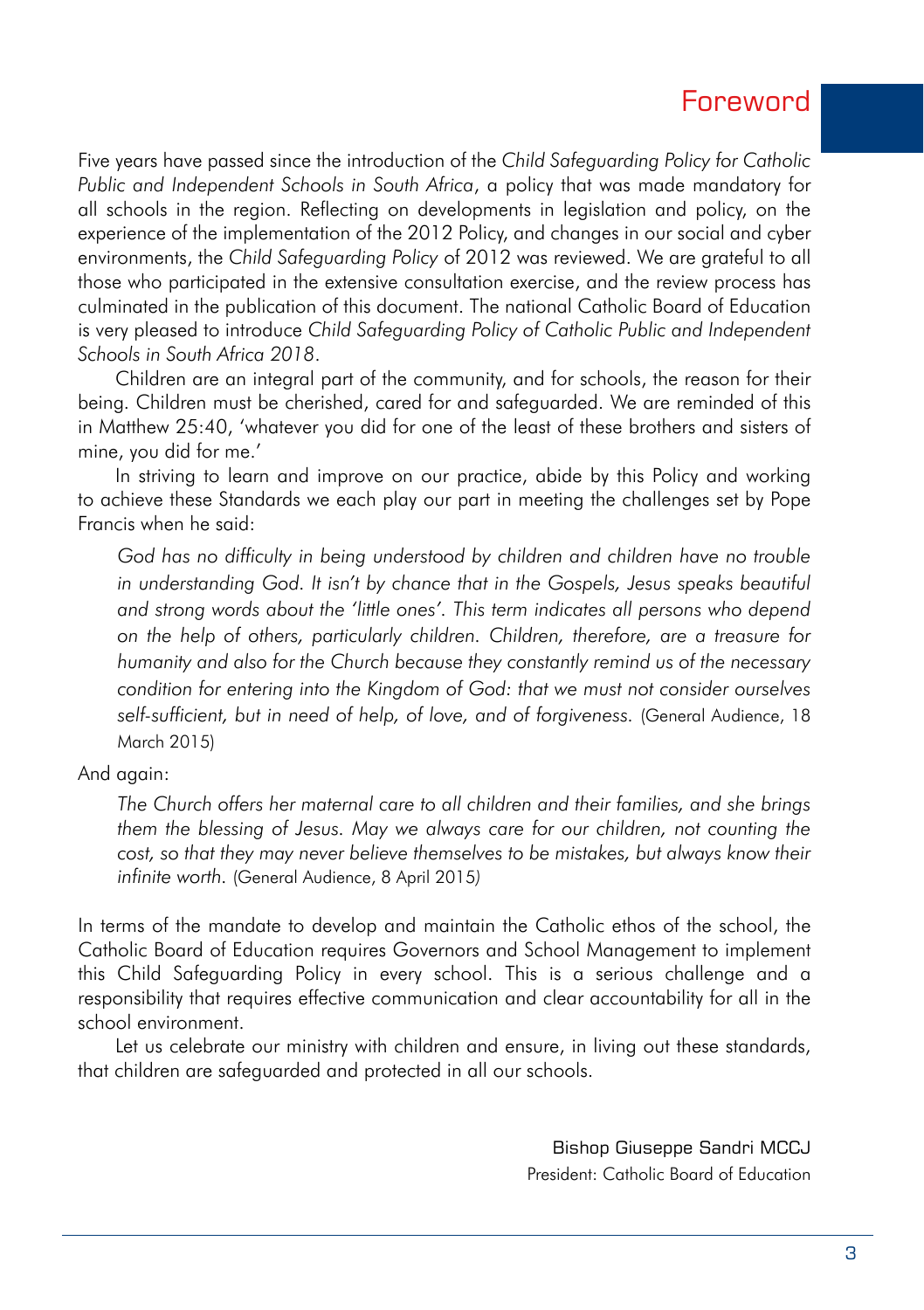# Foreword

Five years have passed since the introduction of the *Child Safeguarding Policy for Catholic Public and Independent Schools in South Africa*, a policy that was made mandatory for all schools in the region. Reflecting on developments in legislation and policy, on the experience of the implementation of the 2012 Policy, and changes in our social and cyber environments, the *Child Safeguarding Policy* of 2012 was reviewed. We are grateful to all those who participated in the extensive consultation exercise, and the review process has culminated in the publication of this document. The national Catholic Board of Education is very pleased to introduce *Child Safeguarding Policy of Catholic Public and Independent Schools in South Africa 2018*.

Children are an integral part of the community, and for schools, the reason for their being. Children must be cherished, cared for and safeguarded. We are reminded of this in Matthew 25:40, 'whatever you did for one of the least of these brothers and sisters of mine, you did for me.'

In striving to learn and improve on our practice, abide by this Policy and working to achieve these Standards we each play our part in meeting the challenges set by Pope Francis when he said:

> *God has no difficulty in being understood by children and children have no trouble in understanding God. It isn't by chance that in the Gospels, Jesus speaks beautiful and strong words about the 'little ones'. This term indicates all persons who depend on the help of others, particularly children. Children, therefore, are a treasure for humanity and also for the Church because they constantly remind us of the necessary condition for entering into the Kingdom of God: that we must not consider ourselves self-sufficient, but in need of help, of love, and of forgiveness.* (General Audience, 18 March 2015)

And again:

> *The Church offers her maternal care to all children and their families, and she brings them the blessing of Jesus. May we always care for our children, not counting the cost, so that they may never believe themselves to be mistakes, but always know their infinite worth.* (General Audience, 8 April 2015)

In terms of the mandate to develop and maintain the Catholic ethos of the school, the Catholic Board of Education requires Governors and School Management to implement this Child Safeguarding Policy in every school. This is a serious challenge and a responsibility that requires effective communication and clear accountability for all in the school environment.

Let us celebrate our ministry with children and ensure, in living out these standards, that children are safeguarded and protected in all our schools.

Bishop Giuseppe Sandri MCCJ
President: Catholic Board of Education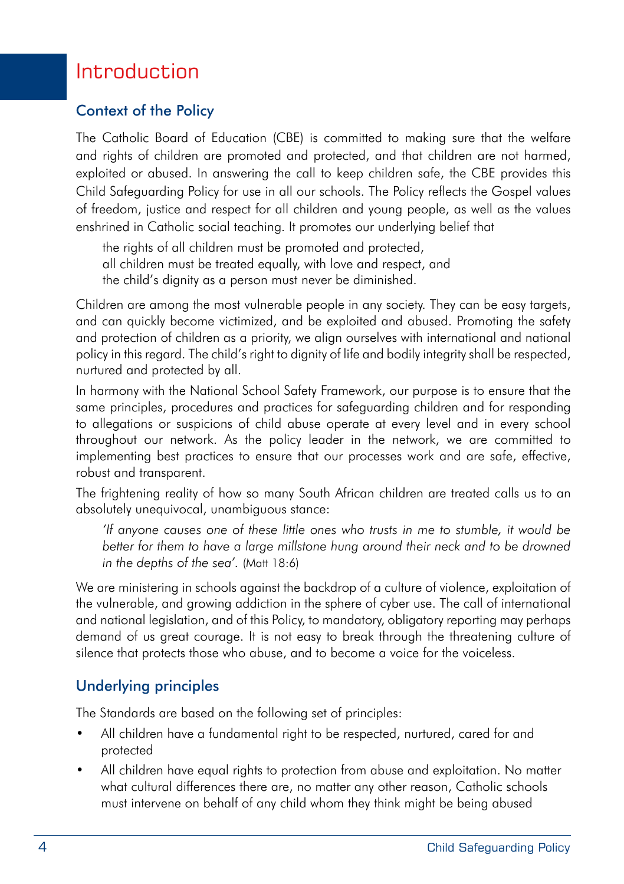# Introduction

## Context of the Policy

The Catholic Board of Education (CBE) is committed to making sure that the welfare and rights of children are promoted and protected, and that children are not harmed, exploited or abused. In answering the call to keep children safe, the CBE provides this Child Safeguarding Policy for use in all our schools. The Policy reflects the Gospel values of freedom, justice and respect for all children and young people, as well as the values enshrined in Catholic social teaching. It promotes our underlying belief that

> the rights of all children must be promoted and protected,
> all children must be treated equally, with love and respect, and
> the child's dignity as a person must never be diminished.

Children are among the most vulnerable people in any society. They can be easy targets, and can quickly become victimized, and be exploited and abused. Promoting the safety and protection of children as a priority, we align ourselves with international and national policy in this regard. The child's right to dignity of life and bodily integrity shall be respected, nurtured and protected by all.

In harmony with the National School Safety Framework, our purpose is to ensure that the same principles, procedures and practices for safeguarding children and for responding to allegations or suspicions of child abuse operate at every level and in every school throughout our network. As the policy leader in the network, we are committed to implementing best practices to ensure that our processes work and are safe, effective, robust and transparent.

The frightening reality of how so many South African children are treated calls us to an absolutely unequivocal, unambiguous stance:

> *'If anyone causes one of these little ones who trusts in me to stumble, it would be better for them to have a large millstone hung around their neck and to be drowned in the depths of the sea'.* (Matt 18:6)

We are ministering in schools against the backdrop of a culture of violence, exploitation of the vulnerable, and growing addiction in the sphere of cyber use. The call of international and national legislation, and of this Policy, to mandatory, obligatory reporting may perhaps demand of us great courage. It is not easy to break through the threatening culture of silence that protects those who abuse, and to become a voice for the voiceless.

## Underlying principles

The Standards are based on the following set of principles:

- All children have a fundamental right to be respected, nurtured, cared for and protected
- All children have equal rights to protection from abuse and exploitation. No matter what cultural differences there are, no matter any other reason, Catholic schools must intervene on behalf of any child whom they think might be being abused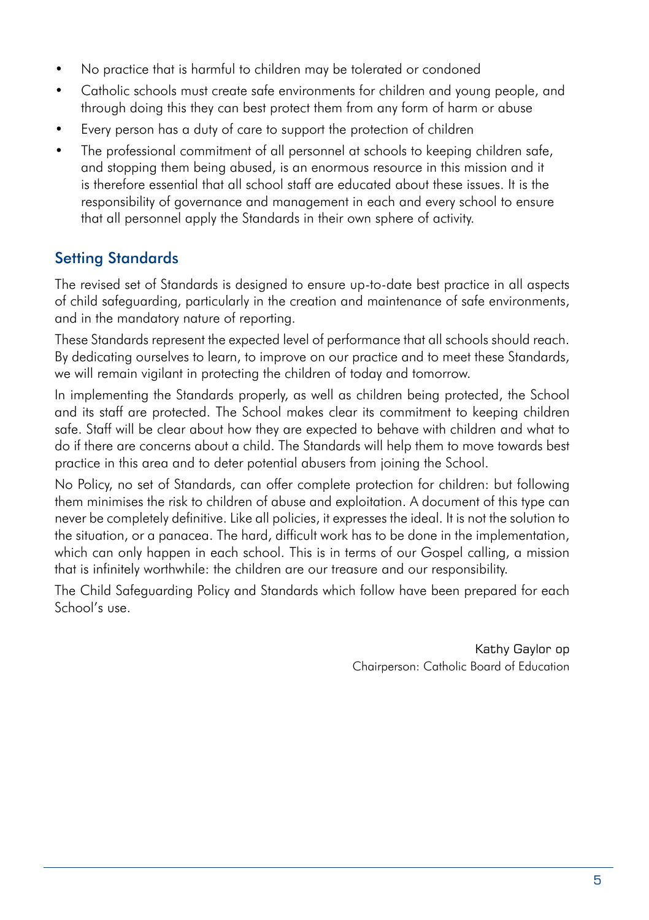- No practice that is harmful to children may be tolerated or condoned
- Catholic schools must create safe environments for children and young people, and through doing this they can best protect them from any form of harm or abuse
- Every person has a duty of care to support the protection of children
- The professional commitment of all personnel at schools to keeping children safe, and stopping them being abused, is an enormous resource in this mission and it is therefore essential that all school staff are educated about these issues. It is the responsibility of governance and management in each and every school to ensure that all personnel apply the Standards in their own sphere of activity.

## Setting Standards

The revised set of Standards is designed to ensure up-to-date best practice in all aspects of child safeguarding, particularly in the creation and maintenance of safe environments, and in the mandatory nature of reporting.

These Standards represent the expected level of performance that all schools should reach. By dedicating ourselves to learn, to improve on our practice and to meet these Standards, we will remain vigilant in protecting the children of today and tomorrow.

In implementing the Standards properly, as well as children being protected, the School and its staff are protected. The School makes clear its commitment to keeping children safe. Staff will be clear about how they are expected to behave with children and what to do if there are concerns about a child. The Standards will help them to move towards best practice in this area and to deter potential abusers from joining the School.

No Policy, no set of Standards, can offer complete protection for children: but following them minimises the risk to children of abuse and exploitation. A document of this type can never be completely definitive. Like all policies, it expresses the ideal. It is not the solution to the situation, or a panacea. The hard, difficult work has to be done in the implementation, which can only happen in each school. This is in terms of our Gospel calling, a mission that is infinitely worthwhile: the children are our treasure and our responsibility.

The Child Safeguarding Policy and Standards which follow have been prepared for each School's use.

Kathy Gaylor op
Chairperson: Catholic Board of Education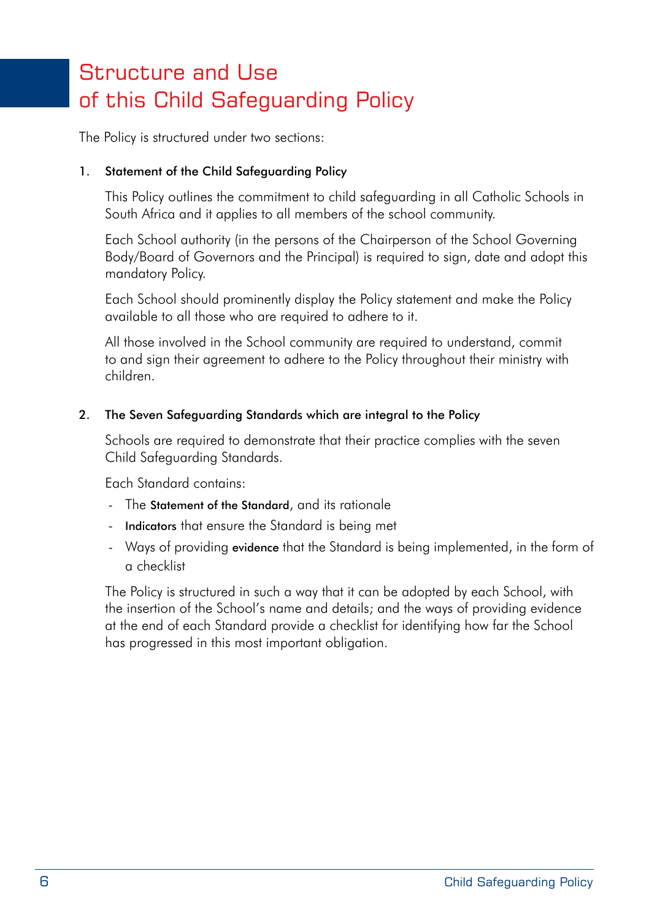# Structure and Use of this Child Safeguarding Policy

The Policy is structured under two sections:

1. **Statement of the Child Safeguarding Policy**

   This Policy outlines the commitment to child safeguarding in all Catholic Schools in South Africa and it applies to all members of the school community.

   Each School authority (in the persons of the Chairperson of the School Governing Body/Board of Governors and the Principal) is required to sign, date and adopt this mandatory Policy.

   Each School should prominently display the Policy statement and make the Policy available to all those who are required to adhere to it.

   All those involved in the School community are required to understand, commit to and sign their agreement to adhere to the Policy throughout their ministry with children.

2. **The Seven Safeguarding Standards which are integral to the Policy**

   Schools are required to demonstrate that their practice complies with the seven Child Safeguarding Standards.

   Each Standard contains:

   - The **Statement of the Standard**, and its rationale
   - **Indicators** that ensure the Standard is being met
   - Ways of providing **evidence** that the Standard is being implemented, in the form of a checklist

   The Policy is structured in such a way that it can be adopted by each School, with the insertion of the School's name and details; and the ways of providing evidence at the end of each Standard provide a checklist for identifying how far the School has progressed in this most important obligation.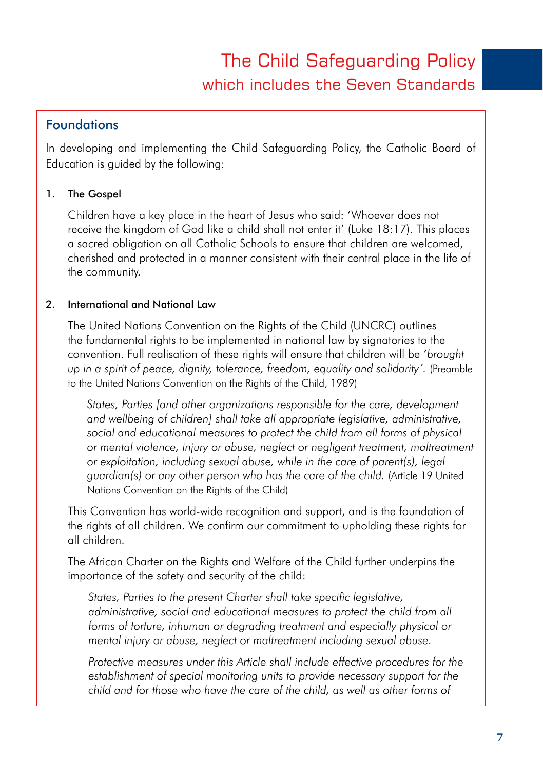# The Child Safeguarding Policy
## which includes the Seven Standards

### Foundations

In developing and implementing the Child Safeguarding Policy, the Catholic Board of Education is guided by the following:

1. **The Gospel**

   Children have a key place in the heart of Jesus who said: 'Whoever does not receive the kingdom of God like a child shall not enter it' (Luke 18:17). This places a sacred obligation on all Catholic Schools to ensure that children are welcomed, cherished and protected in a manner consistent with their central place in the life of the community.

2. **International and National Law**

   The United Nations Convention on the Rights of the Child (UNCRC) outlines the fundamental rights to be implemented in national law by signatories to the convention. Full realisation of these rights will ensure that children will be *'brought up in a spirit of peace, dignity, tolerance, freedom, equality and solidarity'.* (Preamble to the United Nations Convention on the Rights of the Child, 1989)

   > *States, Parties [and other organizations responsible for the care, development and wellbeing of children] shall take all appropriate legislative, administrative, social and educational measures to protect the child from all forms of physical or mental violence, injury or abuse, neglect or negligent treatment, maltreatment or exploitation, including sexual abuse, while in the care of parent(s), legal guardian(s) or any other person who has the care of the child.* (Article 19 United Nations Convention on the Rights of the Child)

   This Convention has world-wide recognition and support, and is the foundation of the rights of all children. We confirm our commitment to upholding these rights for all children.

   The African Charter on the Rights and Welfare of the Child further underpins the importance of the safety and security of the child:

   > *States, Parties to the present Charter shall take specific legislative, administrative, social and educational measures to protect the child from all forms of torture, inhuman or degrading treatment and especially physical or mental injury or abuse, neglect or maltreatment including sexual abuse.*
   >
   > *Protective measures under this Article shall include effective procedures for the establishment of special monitoring units to provide necessary support for the child and for those who have the care of the child, as well as other forms of*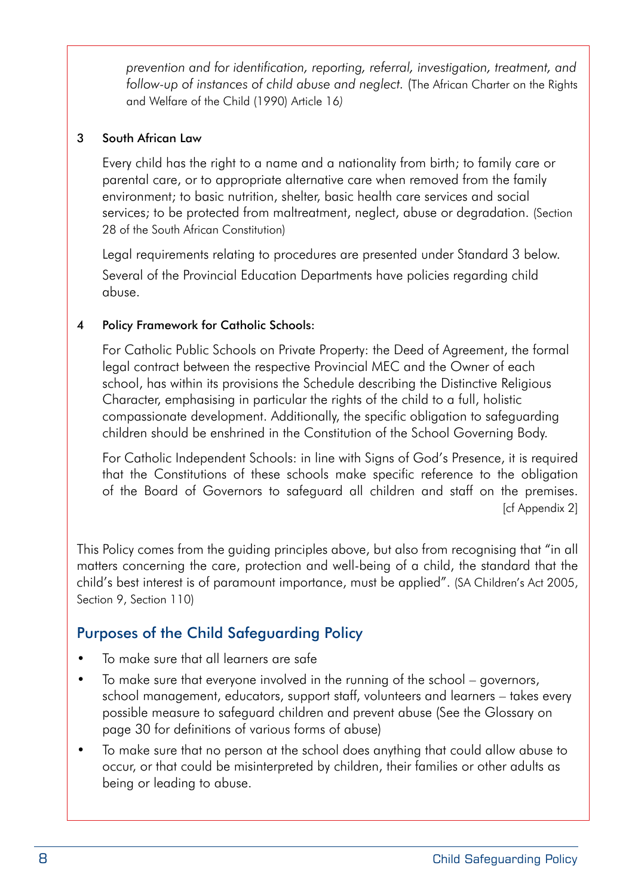*prevention and for identification, reporting, referral, investigation, treatment, and follow-up of instances of child abuse and neglect.* (The African Charter on the Rights and Welfare of the Child (1990) Article 16)

3 South African Law

Every child has the right to a name and a nationality from birth; to family care or parental care, or to appropriate alternative care when removed from the family environment; to basic nutrition, shelter, basic health care services and social services; to be protected from maltreatment, neglect, abuse or degradation. (Section 28 of the South African Constitution)

Legal requirements relating to procedures are presented under Standard 3 below.

Several of the Provincial Education Departments have policies regarding child abuse.

4 Policy Framework for Catholic Schools:

For Catholic Public Schools on Private Property: the Deed of Agreement, the formal legal contract between the respective Provincial MEC and the Owner of each school, has within its provisions the Schedule describing the Distinctive Religious Character, emphasising in particular the rights of the child to a full, holistic compassionate development. Additionally, the specific obligation to safeguarding children should be enshrined in the Constitution of the School Governing Body.

For Catholic Independent Schools: in line with Signs of God's Presence, it is required that the Constitutions of these schools make specific reference to the obligation of the Board of Governors to safeguard all children and staff on the premises. [cf Appendix 2]

This Policy comes from the guiding principles above, but also from recognising that "in all matters concerning the care, protection and well-being of a child, the standard that the child's best interest is of paramount importance, must be applied". (SA Children's Act 2005, Section 9, Section 110)

## Purposes of the Child Safeguarding Policy

- To make sure that all learners are safe
- To make sure that everyone involved in the running of the school – governors, school management, educators, support staff, volunteers and learners – takes every possible measure to safeguard children and prevent abuse (See the Glossary on page 30 for definitions of various forms of abuse)
- To make sure that no person at the school does anything that could allow abuse to occur, or that could be misinterpreted by children, their families or other adults as being or leading to abuse.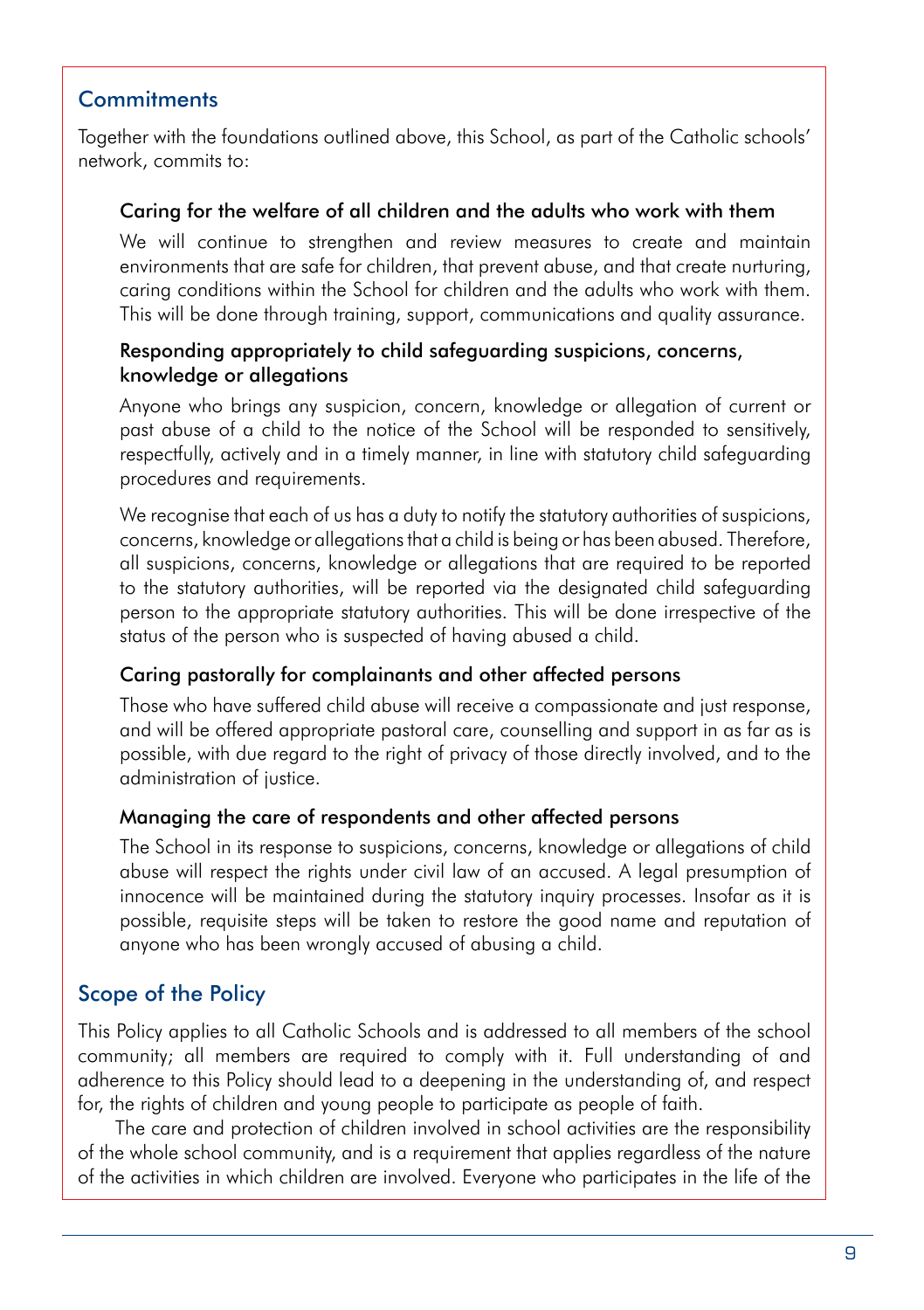## Commitments

Together with the foundations outlined above, this School, as part of the Catholic schools' network, commits to:

### Caring for the welfare of all children and the adults who work with them

We will continue to strengthen and review measures to create and maintain environments that are safe for children, that prevent abuse, and that create nurturing, caring conditions within the School for children and the adults who work with them. This will be done through training, support, communications and quality assurance.

### Responding appropriately to child safeguarding suspicions, concerns, knowledge or allegations

Anyone who brings any suspicion, concern, knowledge or allegation of current or past abuse of a child to the notice of the School will be responded to sensitively, respectfully, actively and in a timely manner, in line with statutory child safeguarding procedures and requirements.

We recognise that each of us has a duty to notify the statutory authorities of suspicions, concerns, knowledge or allegations that a child is being or has been abused. Therefore, all suspicions, concerns, knowledge or allegations that are required to be reported to the statutory authorities, will be reported via the designated child safeguarding person to the appropriate statutory authorities. This will be done irrespective of the status of the person who is suspected of having abused a child.

### Caring pastorally for complainants and other affected persons

Those who have suffered child abuse will receive a compassionate and just response, and will be offered appropriate pastoral care, counselling and support in as far as is possible, with due regard to the right of privacy of those directly involved, and to the administration of justice.

### Managing the care of respondents and other affected persons

The School in its response to suspicions, concerns, knowledge or allegations of child abuse will respect the rights under civil law of an accused. A legal presumption of innocence will be maintained during the statutory inquiry processes. Insofar as it is possible, requisite steps will be taken to restore the good name and reputation of anyone who has been wrongly accused of abusing a child.

## Scope of the Policy

This Policy applies to all Catholic Schools and is addressed to all members of the school community; all members are required to comply with it. Full understanding of and adherence to this Policy should lead to a deepening in the understanding of, and respect for, the rights of children and young people to participate as people of faith.

The care and protection of children involved in school activities are the responsibility of the whole school community, and is a requirement that applies regardless of the nature of the activities in which children are involved. Everyone who participates in the life of the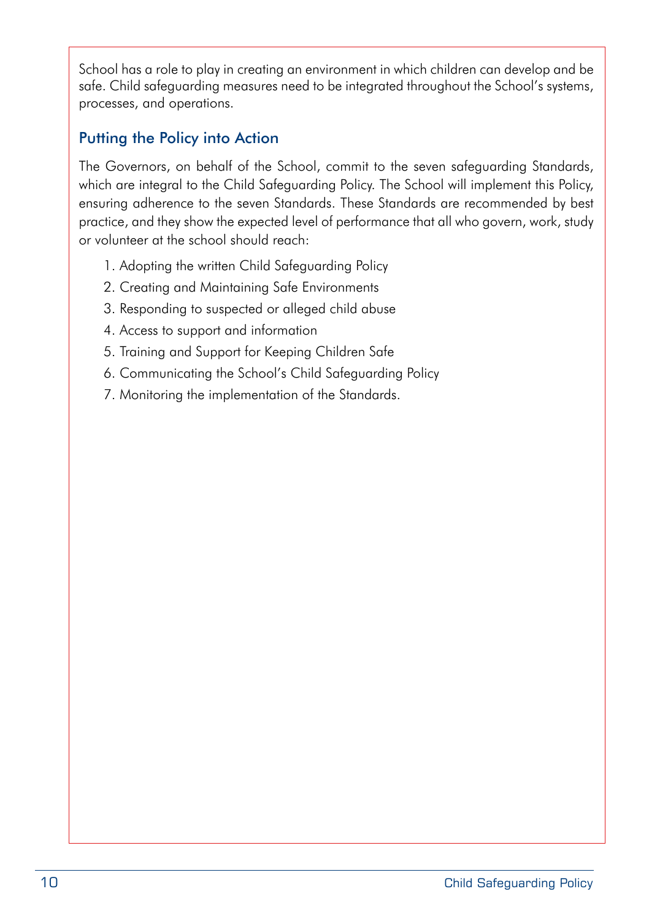School has a role to play in creating an environment in which children can develop and be safe. Child safeguarding measures need to be integrated throughout the School's systems, processes, and operations.

## Putting the Policy into Action

The Governors, on behalf of the School, commit to the seven safeguarding Standards, which are integral to the Child Safeguarding Policy. The School will implement this Policy, ensuring adherence to the seven Standards. These Standards are recommended by best practice, and they show the expected level of performance that all who govern, work, study or volunteer at the school should reach:

1. Adopting the written Child Safeguarding Policy
2. Creating and Maintaining Safe Environments
3. Responding to suspected or alleged child abuse
4. Access to support and information
5. Training and Support for Keeping Children Safe
6. Communicating the School's Child Safeguarding Policy
7. Monitoring the implementation of the Standards.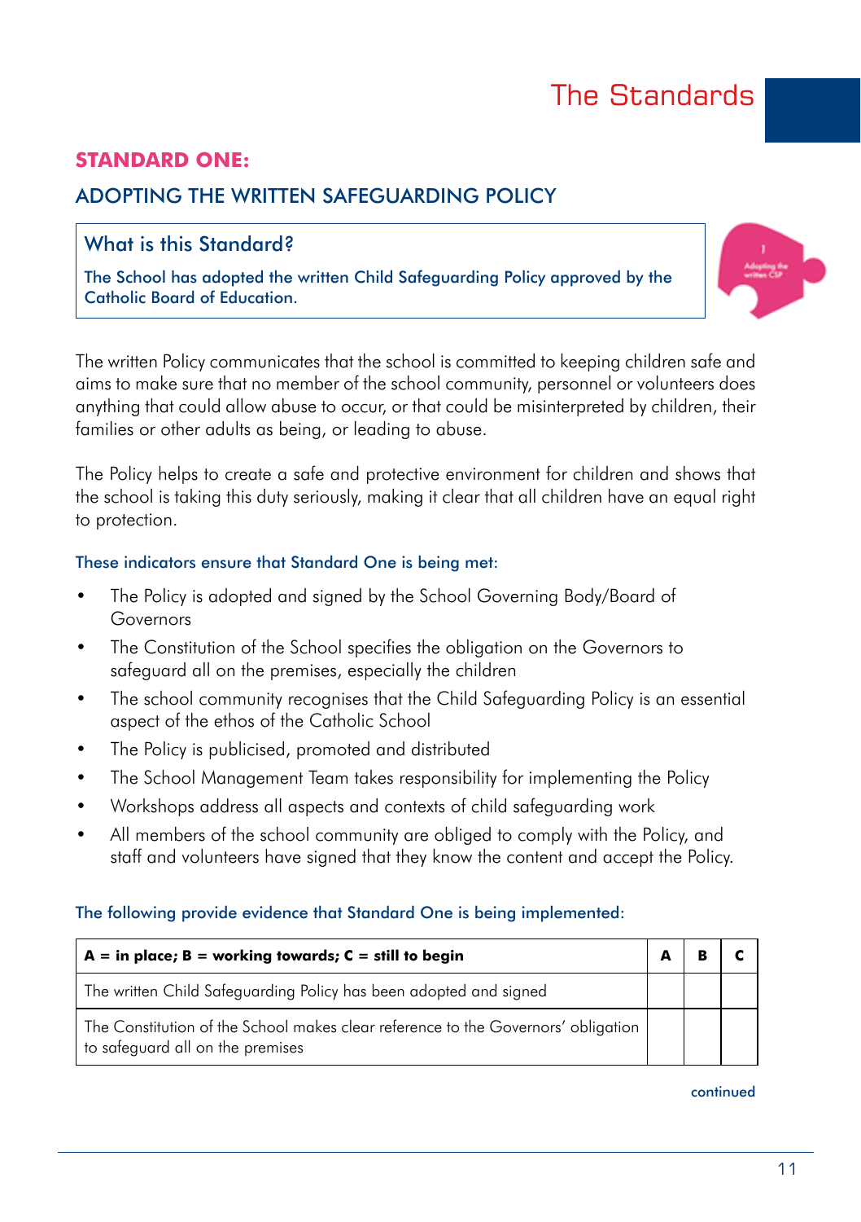# The Standards

## STANDARD ONE:

## ADOPTING THE WRITTEN SAFEGUARDING POLICY

### What is this Standard?

**The School has adopted the written Child Safeguarding Policy approved by the Catholic Board of Education.**

The written Policy communicates that the school is committed to keeping children safe and aims to make sure that no member of the school community, personnel or volunteers does anything that could allow abuse to occur, or that could be misinterpreted by children, their families or other adults as being, or leading to abuse.

The Policy helps to create a safe and protective environment for children and shows that the school is taking this duty seriously, making it clear that all children have an equal right to protection.

**These indicators ensure that Standard One is being met:**

- The Policy is adopted and signed by the School Governing Body/Board of Governors
- The Constitution of the School specifies the obligation on the Governors to safeguard all on the premises, especially the children
- The school community recognises that the Child Safeguarding Policy is an essential aspect of the ethos of the Catholic School
- The Policy is publicised, promoted and distributed
- The School Management Team takes responsibility for implementing the Policy
- Workshops address all aspects and contexts of child safeguarding work
- All members of the school community are obliged to comply with the Policy, and staff and volunteers have signed that they know the content and accept the Policy.

**The following provide evidence that Standard One is being implemented:**

| A = in place; B = working towards; C = still to begin | A | B | C |
|---|---|---|---|
| The written Child Safeguarding Policy has been adopted and signed | | | |
| The Constitution of the School makes clear reference to the Governors' obligation to safeguard all on the premises | | | |

continued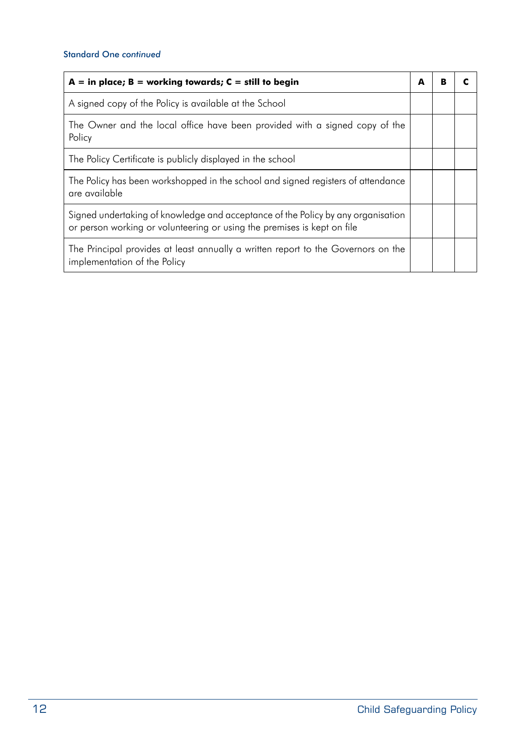*Standard One continued*

| **A = in place; B = working towards; C = still to begin** | **A** | **B** | **C** |
| --- | --- | --- | --- |
| A signed copy of the Policy is available at the School | | | |
| The Owner and the local office have been provided with a signed copy of the Policy | | | |
| The Policy Certificate is publicly displayed in the school | | | |
| The Policy has been workshopped in the school and signed registers of attendance are available | | | |
| Signed undertaking of knowledge and acceptance of the Policy by any organisation or person working or volunteering or using the premises is kept on file | | | |
| The Principal provides at least annually a written report to the Governors on the implementation of the Policy | | | |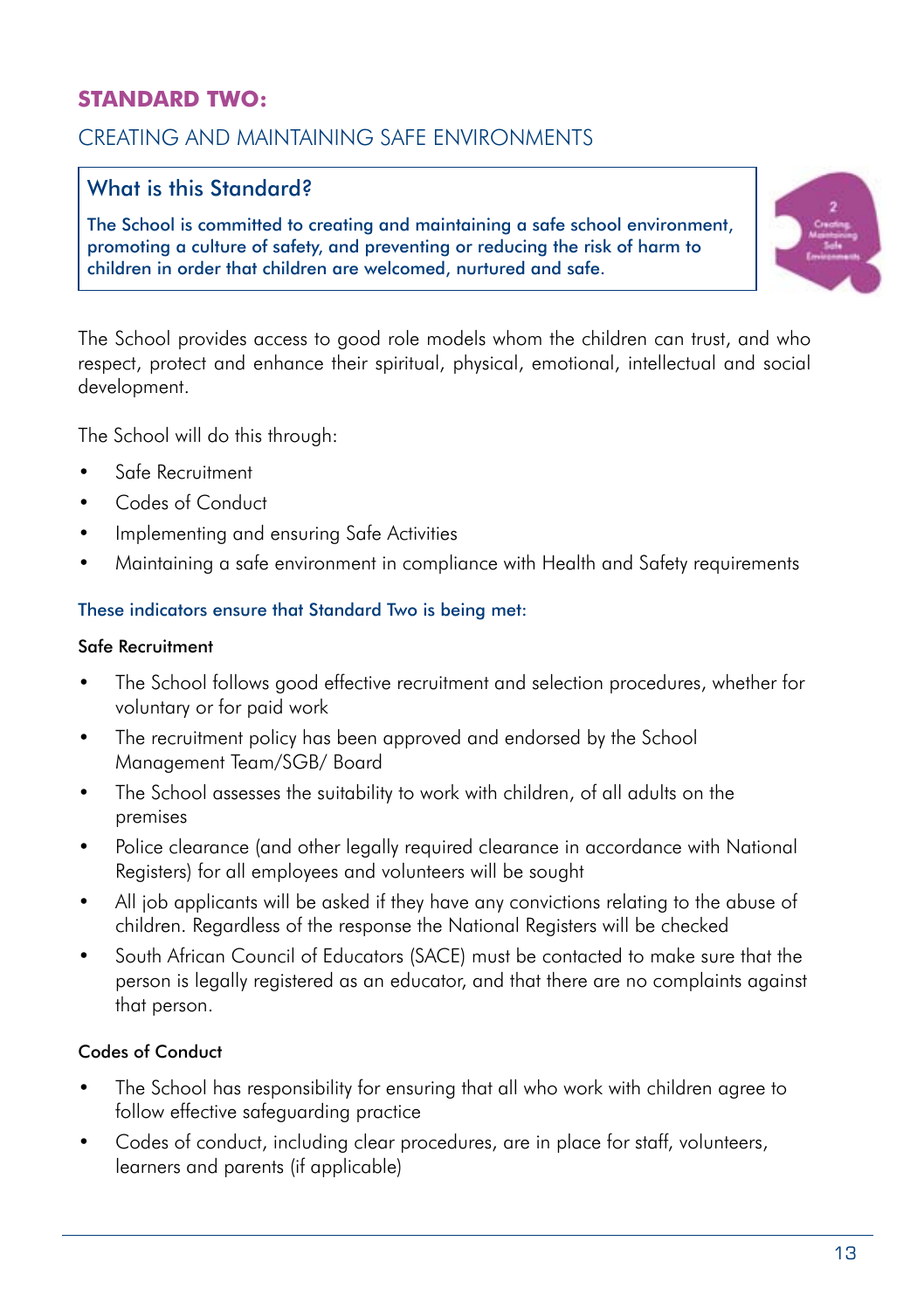## STANDARD TWO:

## CREATING AND MAINTAINING SAFE ENVIRONMENTS

### What is this Standard?

The School is committed to creating and maintaining a safe school environment, promoting a culture of safety, and preventing or reducing the risk of harm to children in order that children are welcomed, nurtured and safe.

The School provides access to good role models whom the children can trust, and who respect, protect and enhance their spiritual, physical, emotional, intellectual and social development.

The School will do this through:

- Safe Recruitment
- Codes of Conduct
- Implementing and ensuring Safe Activities
- Maintaining a safe environment in compliance with Health and Safety requirements

#### These indicators ensure that Standard Two is being met:

**Safe Recruitment**

- The School follows good effective recruitment and selection procedures, whether for voluntary or for paid work
- The recruitment policy has been approved and endorsed by the School Management Team/SGB/ Board
- The School assesses the suitability to work with children, of all adults on the premises
- Police clearance (and other legally required clearance in accordance with National Registers) for all employees and volunteers will be sought
- All job applicants will be asked if they have any convictions relating to the abuse of children. Regardless of the response the National Registers will be checked
- South African Council of Educators (SACE) must be contacted to make sure that the person is legally registered as an educator, and that there are no complaints against that person.

**Codes of Conduct**

- The School has responsibility for ensuring that all who work with children agree to follow effective safeguarding practice
- Codes of conduct, including clear procedures, are in place for staff, volunteers, learners and parents (if applicable)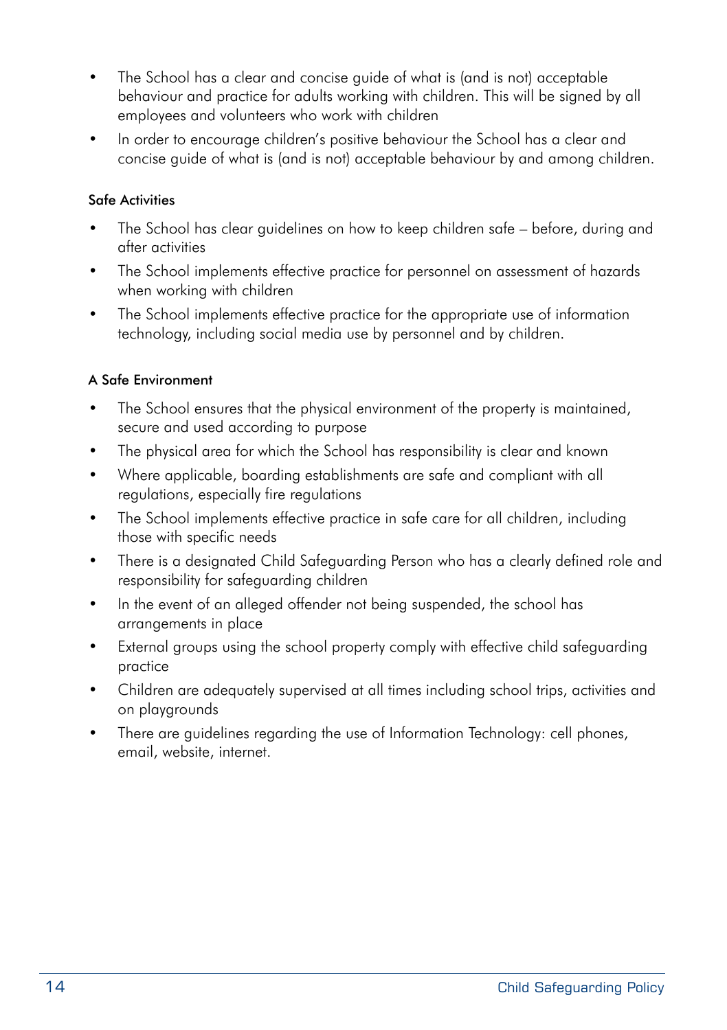- The School has a clear and concise guide of what is (and is not) acceptable behaviour and practice for adults working with children. This will be signed by all employees and volunteers who work with children
- In order to encourage children's positive behaviour the School has a clear and concise guide of what is (and is not) acceptable behaviour by and among children.

### Safe Activities

- The School has clear guidelines on how to keep children safe – before, during and after activities
- The School implements effective practice for personnel on assessment of hazards when working with children
- The School implements effective practice for the appropriate use of information technology, including social media use by personnel and by children.

### A Safe Environment

- The School ensures that the physical environment of the property is maintained, secure and used according to purpose
- The physical area for which the School has responsibility is clear and known
- Where applicable, boarding establishments are safe and compliant with all regulations, especially fire regulations
- The School implements effective practice in safe care for all children, including those with specific needs
- There is a designated Child Safeguarding Person who has a clearly defined role and responsibility for safeguarding children
- In the event of an alleged offender not being suspended, the school has arrangements in place
- External groups using the school property comply with effective child safeguarding practice
- Children are adequately supervised at all times including school trips, activities and on playgrounds
- There are guidelines regarding the use of Information Technology: cell phones, email, website, internet.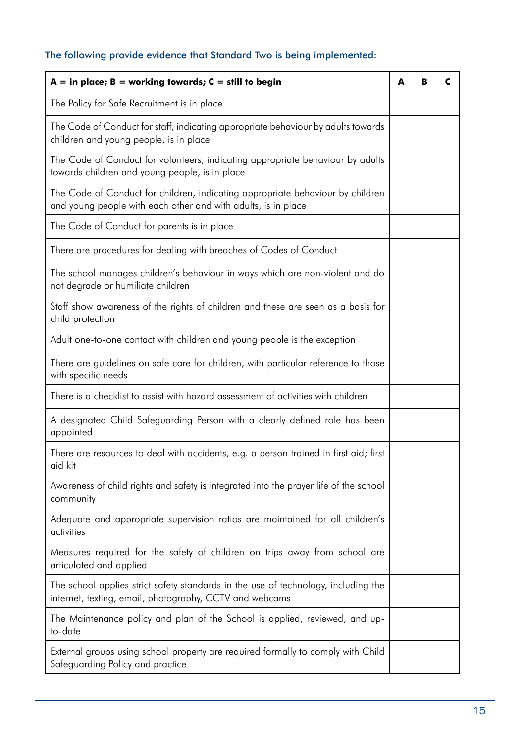The following provide evidence that Standard Two is being implemented:

| **A = in place; B = working towards; C = still to begin** | **A** | **B** | **C** |
|---|---|---|---|
| The Policy for Safe Recruitment is in place | | | |
| The Code of Conduct for staff, indicating appropriate behaviour by adults towards children and young people, is in place | | | |
| The Code of Conduct for volunteers, indicating appropriate behaviour by adults towards children and young people, is in place | | | |
| The Code of Conduct for children, indicating appropriate behaviour by children and young people with each other and with adults, is in place | | | |
| The Code of Conduct for parents is in place | | | |
| There are procedures for dealing with breaches of Codes of Conduct | | | |
| The school manages children's behaviour in ways which are non-violent and do not degrade or humiliate children | | | |
| Staff show awareness of the rights of children and these are seen as a basis for child protection | | | |
| Adult one-to-one contact with children and young people is the exception | | | |
| There are guidelines on safe care for children, with particular reference to those with specific needs | | | |
| There is a checklist to assist with hazard assessment of activities with children | | | |
| A designated Child Safeguarding Person with a clearly defined role has been appointed | | | |
| There are resources to deal with accidents, e.g. a person trained in first aid; first aid kit | | | |
| Awareness of child rights and safety is integrated into the prayer life of the school community | | | |
| Adequate and appropriate supervision ratios are maintained for all children's activities | | | |
| Measures required for the safety of children on trips away from school are articulated and applied | | | |
| The school applies strict safety standards in the use of technology, including the internet, texting, email, photography, CCTV and webcams | | | |
| The Maintenance policy and plan of the School is applied, reviewed, and up-to-date | | | |
| External groups using school property are required formally to comply with Child Safeguarding Policy and practice | | | |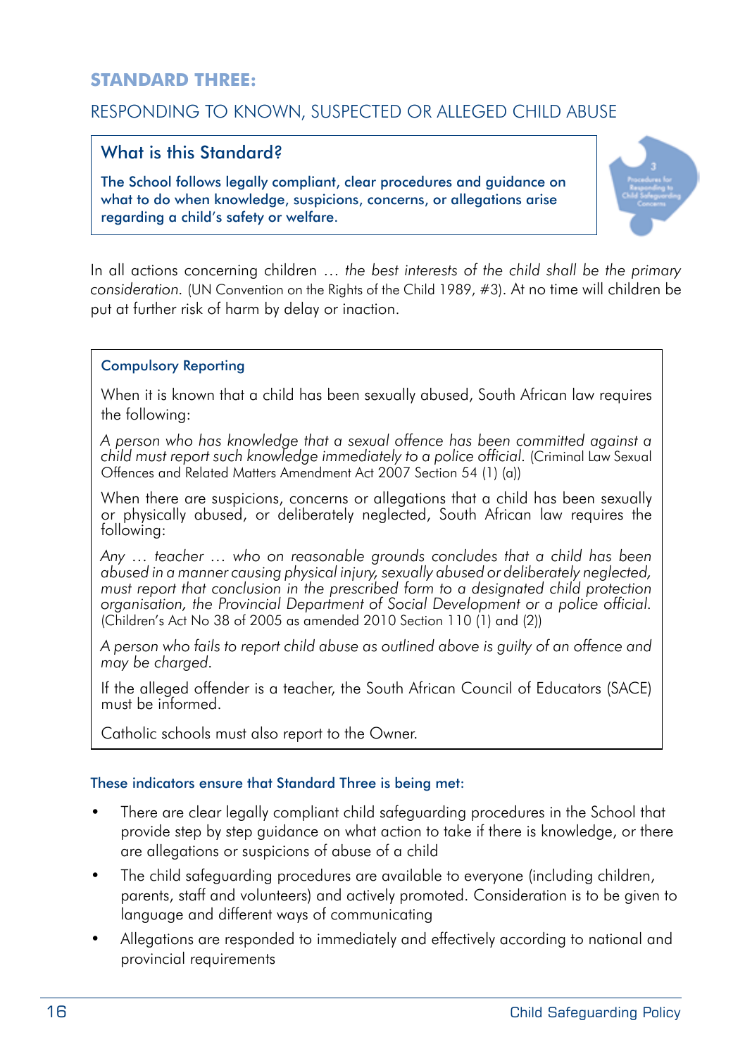## STANDARD THREE:

### RESPONDING TO KNOWN, SUSPECTED OR ALLEGED CHILD ABUSE

**What is this Standard?**

The School follows legally compliant, clear procedures and guidance on what to do when knowledge, suspicions, concerns, or allegations arise regarding a child's safety or welfare.

In all actions concerning children … *the best interests of the child shall be the primary consideration.* (UN Convention on the Rights of the Child 1989, #3). At no time will children be put at further risk of harm by delay or inaction.

**Compulsory Reporting**

When it is known that a child has been sexually abused, South African law requires the following:

*A person who has knowledge that a sexual offence has been committed against a child must report such knowledge immediately to a police official.* (Criminal Law Sexual Offences and Related Matters Amendment Act 2007 Section 54 (1) (a))

When there are suspicions, concerns or allegations that a child has been sexually or physically abused, or deliberately neglected, South African law requires the following:

*Any … teacher … who on reasonable grounds concludes that a child has been abused in a manner causing physical injury, sexually abused or deliberately neglected, must report that conclusion in the prescribed form to a designated child protection organisation, the Provincial Department of Social Development or a police official.* (Children's Act No 38 of 2005 as amended 2010 Section 110 (1) and (2))

*A person who fails to report child abuse as outlined above is guilty of an offence and may be charged.*

If the alleged offender is a teacher, the South African Council of Educators (SACE) must be informed.

Catholic schools must also report to the Owner.

**These indicators ensure that Standard Three is being met:**

- There are clear legally compliant child safeguarding procedures in the School that provide step by step guidance on what action to take if there is knowledge, or there are allegations or suspicions of abuse of a child
- The child safeguarding procedures are available to everyone (including children, parents, staff and volunteers) and actively promoted. Consideration is to be given to language and different ways of communicating
- Allegations are responded to immediately and effectively according to national and provincial requirements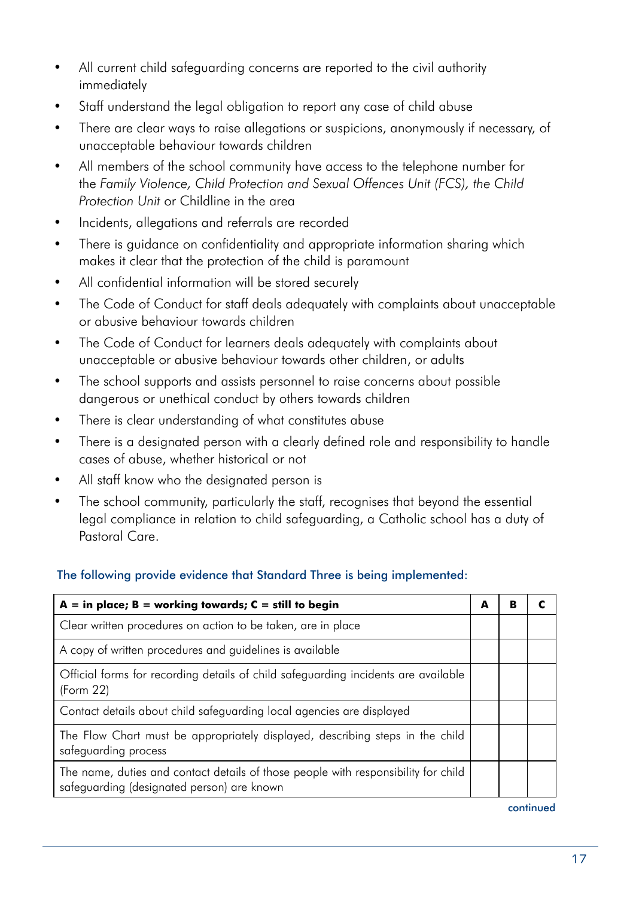- All current child safeguarding concerns are reported to the civil authority immediately
- Staff understand the legal obligation to report any case of child abuse
- There are clear ways to raise allegations or suspicions, anonymously if necessary, of unacceptable behaviour towards children
- All members of the school community have access to the telephone number for the *Family Violence, Child Protection and Sexual Offences Unit (FCS), the Child Protection Unit* or Childline in the area
- Incidents, allegations and referrals are recorded
- There is guidance on confidentiality and appropriate information sharing which makes it clear that the protection of the child is paramount
- All confidential information will be stored securely
- The Code of Conduct for staff deals adequately with complaints about unacceptable or abusive behaviour towards children
- The Code of Conduct for learners deals adequately with complaints about unacceptable or abusive behaviour towards other children, or adults
- The school supports and assists personnel to raise concerns about possible dangerous or unethical conduct by others towards children
- There is clear understanding of what constitutes abuse
- There is a designated person with a clearly defined role and responsibility to handle cases of abuse, whether historical or not
- All staff know who the designated person is
- The school community, particularly the staff, recognises that beyond the essential legal compliance in relation to child safeguarding, a Catholic school has a duty of Pastoral Care.

The following provide evidence that Standard Three is being implemented:

| **A = in place; B = working towards; C = still to begin** | **A** | **B** | **C** |
|---|---|---|---|
| Clear written procedures on action to be taken, are in place | | | |
| A copy of written procedures and guidelines is available | | | |
| Official forms for recording details of child safeguarding incidents are available (Form 22) | | | |
| Contact details about child safeguarding local agencies are displayed | | | |
| The Flow Chart must be appropriately displayed, describing steps in the child safeguarding process | | | |
| The name, duties and contact details of those people with responsibility for child safeguarding (designated person) are known | | | |

continued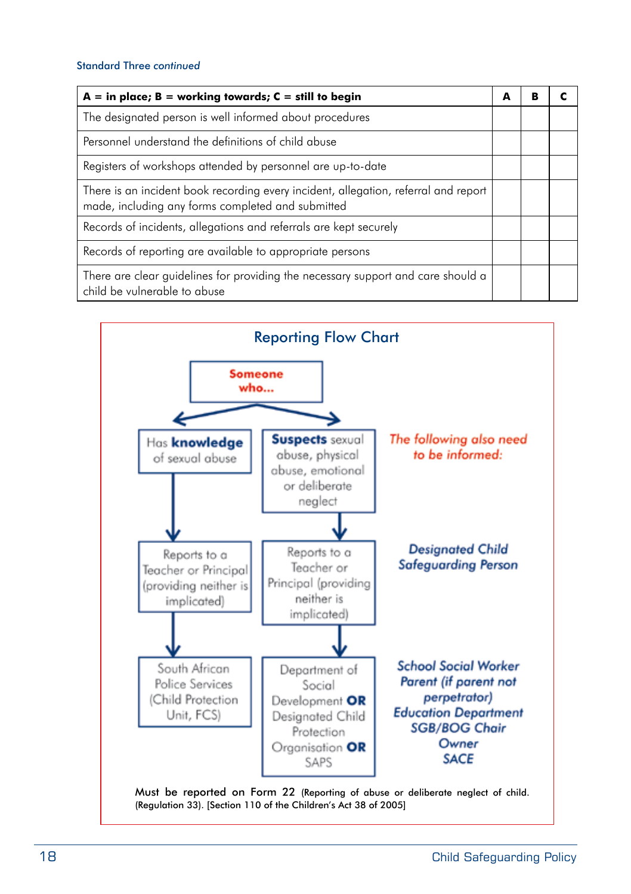*Standard Three continued*

| A = in place; B = working towards; C = still to begin | A | B | C |
|---|---|---|---|
| The designated person is well informed about procedures | | | |
| Personnel understand the definitions of child abuse | | | |
| Registers of workshops attended by personnel are up-to-date | | | |
| There is an incident book recording every incident, allegation, referral and report made, including any forms completed and submitted | | | |
| Records of incidents, allegations and referrals are kept securely | | | |
| Records of reporting are available to appropriate persons | | | |
| There are clear guidelines for providing the necessary support and care should a child be vulnerable to abuse | | | |

## Reporting Flow Chart

**Someone who...**

- Has **knowledge** of sexual abuse
  - Reports to a Teacher or Principal (providing neither is implicated)
    - South African Police Services (Child Protection Unit, FCS)
- **Suspects** sexual abuse, physical abuse, emotional or deliberate neglect
  - Reports to a Teacher or Principal (providing neither is implicated)
    - Department of Social Development **OR** Designated Child Protection Organisation **OR** SAPS

*The following also need to be informed:*

*Designated Child Safeguarding Person*

*School Social Worker*
*Parent (if parent not perpetrator)*
*Education Department*
*SGB/BOG Chair*
*Owner*
*SACE*

Must be reported on Form 22 (Reporting of abuse or deliberate neglect of child. (Regulation 33). [Section 110 of the Children's Act 38 of 2005]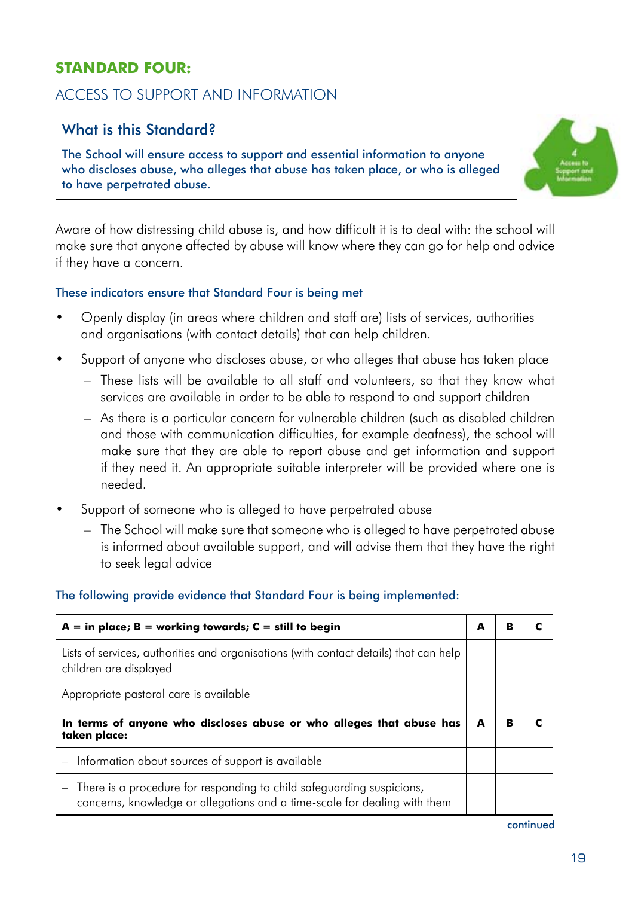## STANDARD FOUR:

## ACCESS TO SUPPORT AND INFORMATION

### What is this Standard?

The School will ensure access to support and essential information to anyone who discloses abuse, who alleges that abuse has taken place, or who is alleged to have perpetrated abuse.

Aware of how distressing child abuse is, and how difficult it is to deal with: the school will make sure that anyone affected by abuse will know where they can go for help and advice if they have a concern.

#### These indicators ensure that Standard Four is being met

- Openly display (in areas where children and staff are) lists of services, authorities and organisations (with contact details) that can help children.
- Support of anyone who discloses abuse, or who alleges that abuse has taken place
  - These lists will be available to all staff and volunteers, so that they know what services are available in order to be able to respond to and support children
  - As there is a particular concern for vulnerable children (such as disabled children and those with communication difficulties, for example deafness), the school will make sure that they are able to report abuse and get information and support if they need it. An appropriate suitable interpreter will be provided where one is needed.
- Support of someone who is alleged to have perpetrated abuse
  - The School will make sure that someone who is alleged to have perpetrated abuse is informed about available support, and will advise them that they have the right to seek legal advice

#### The following provide evidence that Standard Four is being implemented:

| **A = in place; B = working towards; C = still to begin** | **A** | **B** | **C** |
|---|---|---|---|
| Lists of services, authorities and organisations (with contact details) that can help children are displayed | | | |
| Appropriate pastoral care is available | | | |
| **In terms of anyone who discloses abuse or who alleges that abuse has taken place:** | **A** | **B** | **C** |
| – Information about sources of support is available | | | |
| – There is a procedure for responding to child safeguarding suspicions, concerns, knowledge or allegations and a time-scale for dealing with them | | | |

continued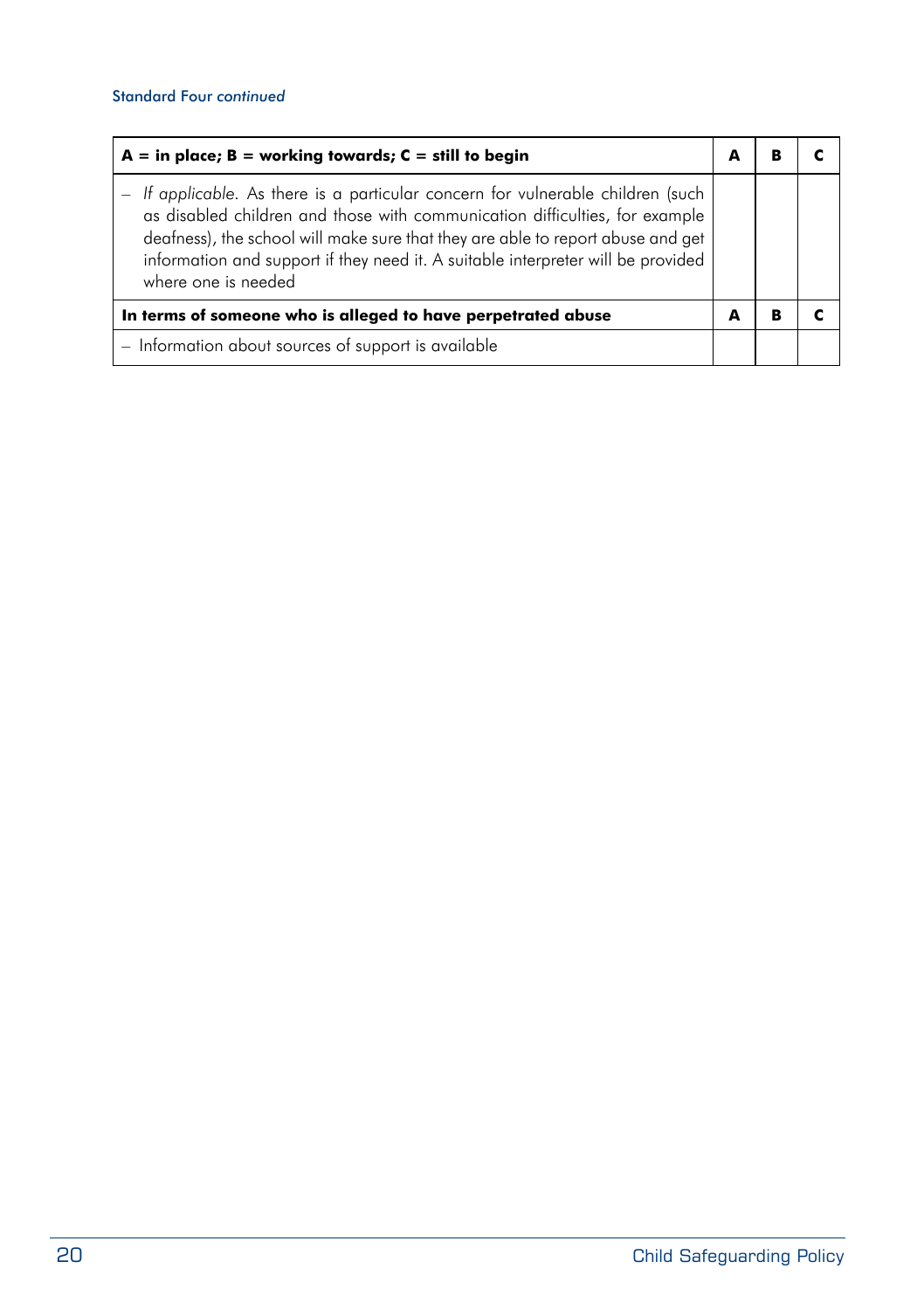Standard Four *continued*

| **A = in place; B = working towards; C = still to begin** | **A** | **B** | **C** |
|---|---|---|---|
| – *If applicable.* As there is a particular concern for vulnerable children (such as disabled children and those with communication difficulties, for example deafness), the school will make sure that they are able to report abuse and get information and support if they need it. A suitable interpreter will be provided where one is needed | | | |
| **In terms of someone who is alleged to have perpetrated abuse** | **A** | **B** | **C** |
| – Information about sources of support is available | | | |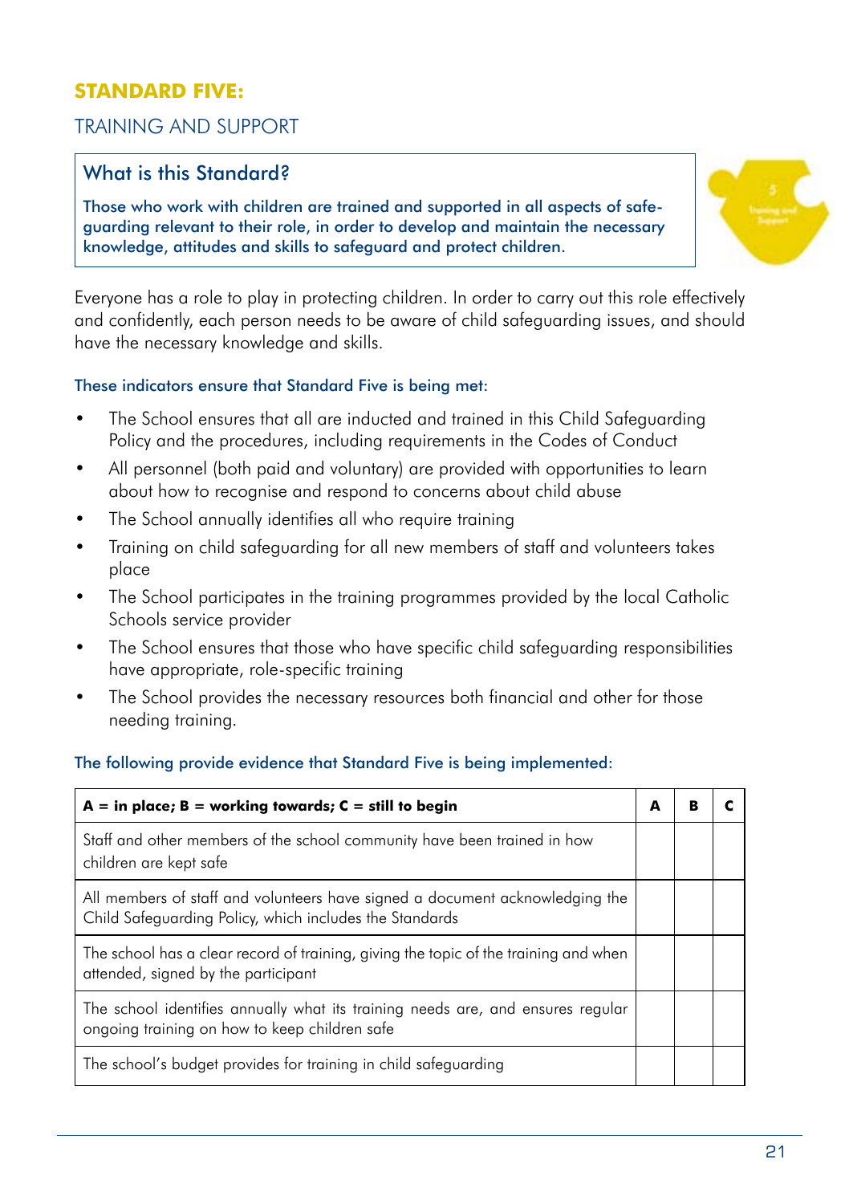## STANDARD FIVE:

### TRAINING AND SUPPORT

**What is this Standard?**

Those who work with children are trained and supported in all aspects of safe-guarding relevant to their role, in order to develop and maintain the necessary knowledge, attitudes and skills to safeguard and protect children.

Everyone has a role to play in protecting children. In order to carry out this role effectively and confidently, each person needs to be aware of child safeguarding issues, and should have the necessary knowledge and skills.

These indicators ensure that Standard Five is being met:

- The School ensures that all are inducted and trained in this Child Safeguarding Policy and the procedures, including requirements in the Codes of Conduct
- All personnel (both paid and voluntary) are provided with opportunities to learn about how to recognise and respond to concerns about child abuse
- The School annually identifies all who require training
- Training on child safeguarding for all new members of staff and volunteers takes place
- The School participates in the training programmes provided by the local Catholic Schools service provider
- The School ensures that those who have specific child safeguarding responsibilities have appropriate, role-specific training
- The School provides the necessary resources both financial and other for those needing training.

The following provide evidence that Standard Five is being implemented:

| **A = in place; B = working towards; C = still to begin** | **A** | **B** | **C** |
|---|---|---|---|
| Staff and other members of the school community have been trained in how children are kept safe | | | |
| All members of staff and volunteers have signed a document acknowledging the Child Safeguarding Policy, which includes the Standards | | | |
| The school has a clear record of training, giving the topic of the training and when attended, signed by the participant | | | |
| The school identifies annually what its training needs are, and ensures regular ongoing training on how to keep children safe | | | |
| The school's budget provides for training in child safeguarding | | | |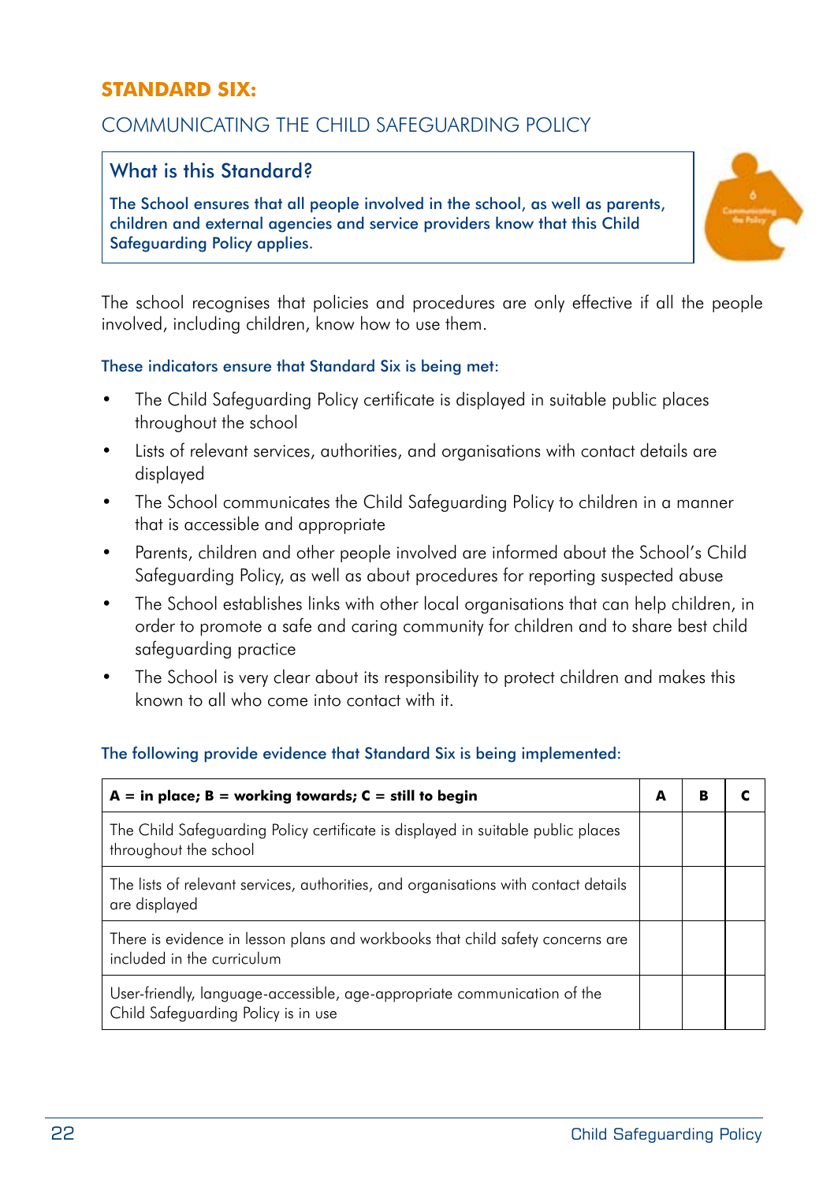## STANDARD SIX:

### COMMUNICATING THE CHILD SAFEGUARDING POLICY

### What is this Standard?

The School ensures that all people involved in the school, as well as parents, children and external agencies and service providers know that this Child Safeguarding Policy applies.

The school recognises that policies and procedures are only effective if all the people involved, including children, know how to use them.

These indicators ensure that Standard Six is being met:

- The Child Safeguarding Policy certificate is displayed in suitable public places throughout the school
- Lists of relevant services, authorities, and organisations with contact details are displayed
- The School communicates the Child Safeguarding Policy to children in a manner that is accessible and appropriate
- Parents, children and other people involved are informed about the School's Child Safeguarding Policy, as well as about procedures for reporting suspected abuse
- The School establishes links with other local organisations that can help children, in order to promote a safe and caring community for children and to share best child safeguarding practice
- The School is very clear about its responsibility to protect children and makes this known to all who come into contact with it.

The following provide evidence that Standard Six is being implemented:

| **A = in place; B = working towards; C = still to begin** | **A** | **B** | **C** |
|---|---|---|---|
| The Child Safeguarding Policy certificate is displayed in suitable public places throughout the school | | | |
| The lists of relevant services, authorities, and organisations with contact details are displayed | | | |
| There is evidence in lesson plans and workbooks that child safety concerns are included in the curriculum | | | |
| User-friendly, language-accessible, age-appropriate communication of the Child Safeguarding Policy is in use | | | |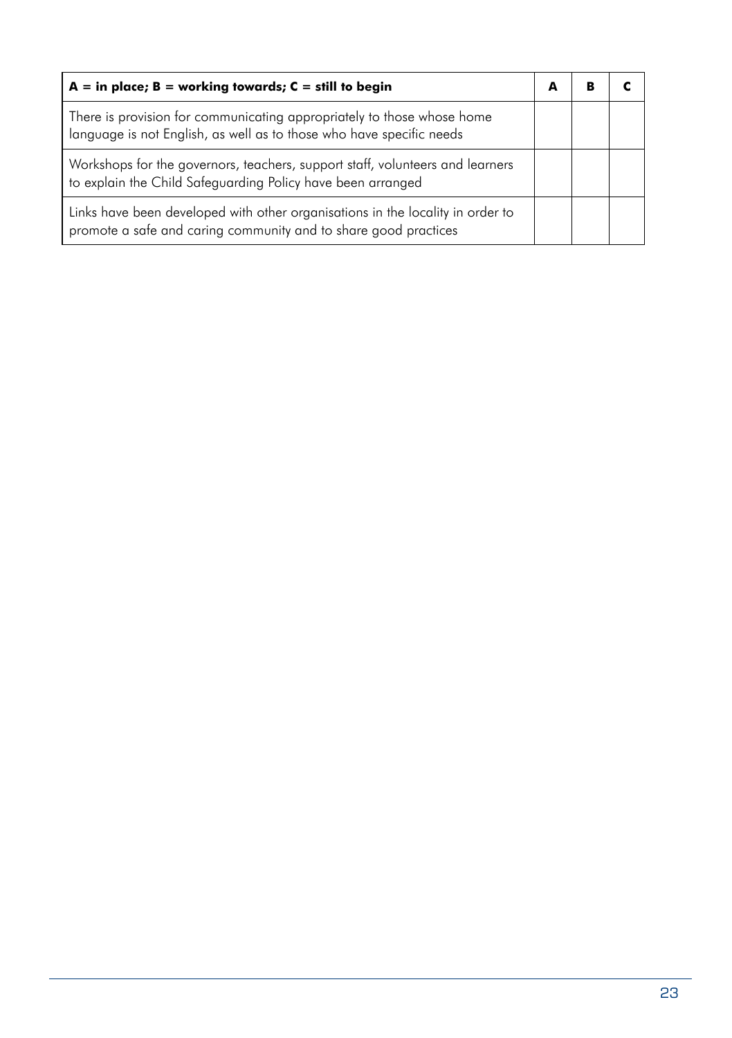| **A = in place; B = working towards; C = still to begin** | **A** | **B** | **C** |
|---|---|---|---|
| There is provision for communicating appropriately to those whose home language is not English, as well as to those who have specific needs | | | |
| Workshops for the governors, teachers, support staff, volunteers and learners to explain the Child Safeguarding Policy have been arranged | | | |
| Links have been developed with other organisations in the locality in order to promote a safe and caring community and to share good practices | | | |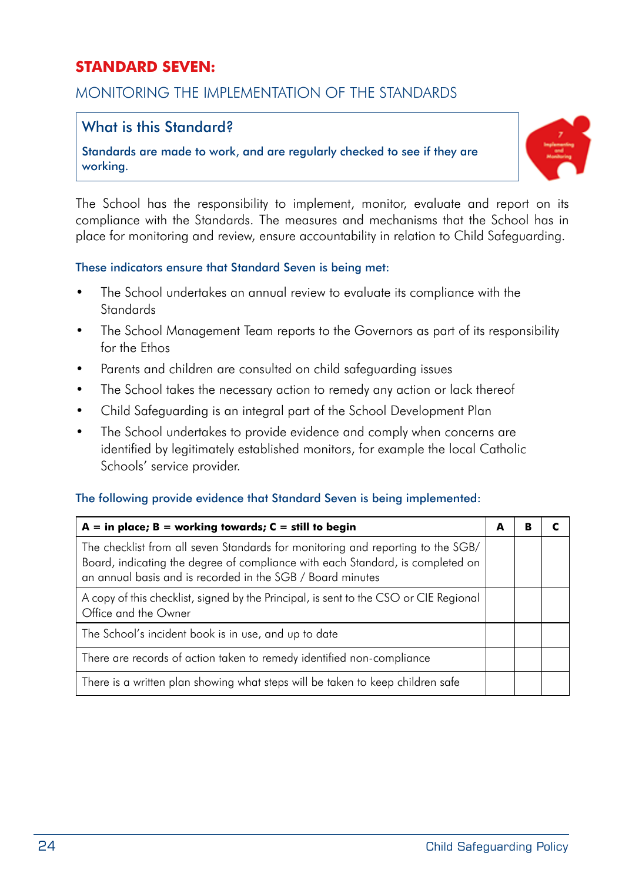# STANDARD SEVEN:

## MONITORING THE IMPLEMENTATION OF THE STANDARDS

### What is this Standard?

Standards are made to work, and are regularly checked to see if they are working.

The School has the responsibility to implement, monitor, evaluate and report on its compliance with the Standards. The measures and mechanisms that the School has in place for monitoring and review, ensure accountability in relation to Child Safeguarding.

These indicators ensure that Standard Seven is being met:

- The School undertakes an annual review to evaluate its compliance with the Standards
- The School Management Team reports to the Governors as part of its responsibility for the Ethos
- Parents and children are consulted on child safeguarding issues
- The School takes the necessary action to remedy any action or lack thereof
- Child Safeguarding is an integral part of the School Development Plan
- The School undertakes to provide evidence and comply when concerns are identified by legitimately established monitors, for example the local Catholic Schools' service provider.

The following provide evidence that Standard Seven is being implemented:

| A = in place; B = working towards; C = still to begin | A | B | C |
|---|---|---|---|
| The checklist from all seven Standards for monitoring and reporting to the SGB/ Board, indicating the degree of compliance with each Standard, is completed on an annual basis and is recorded in the SGB / Board minutes | | | |
| A copy of this checklist, signed by the Principal, is sent to the CSO or CIE Regional Office and the Owner | | | |
| The School's incident book is in use, and up to date | | | |
| There are records of action taken to remedy identified non-compliance | | | |
| There is a written plan showing what steps will be taken to keep children safe | | | |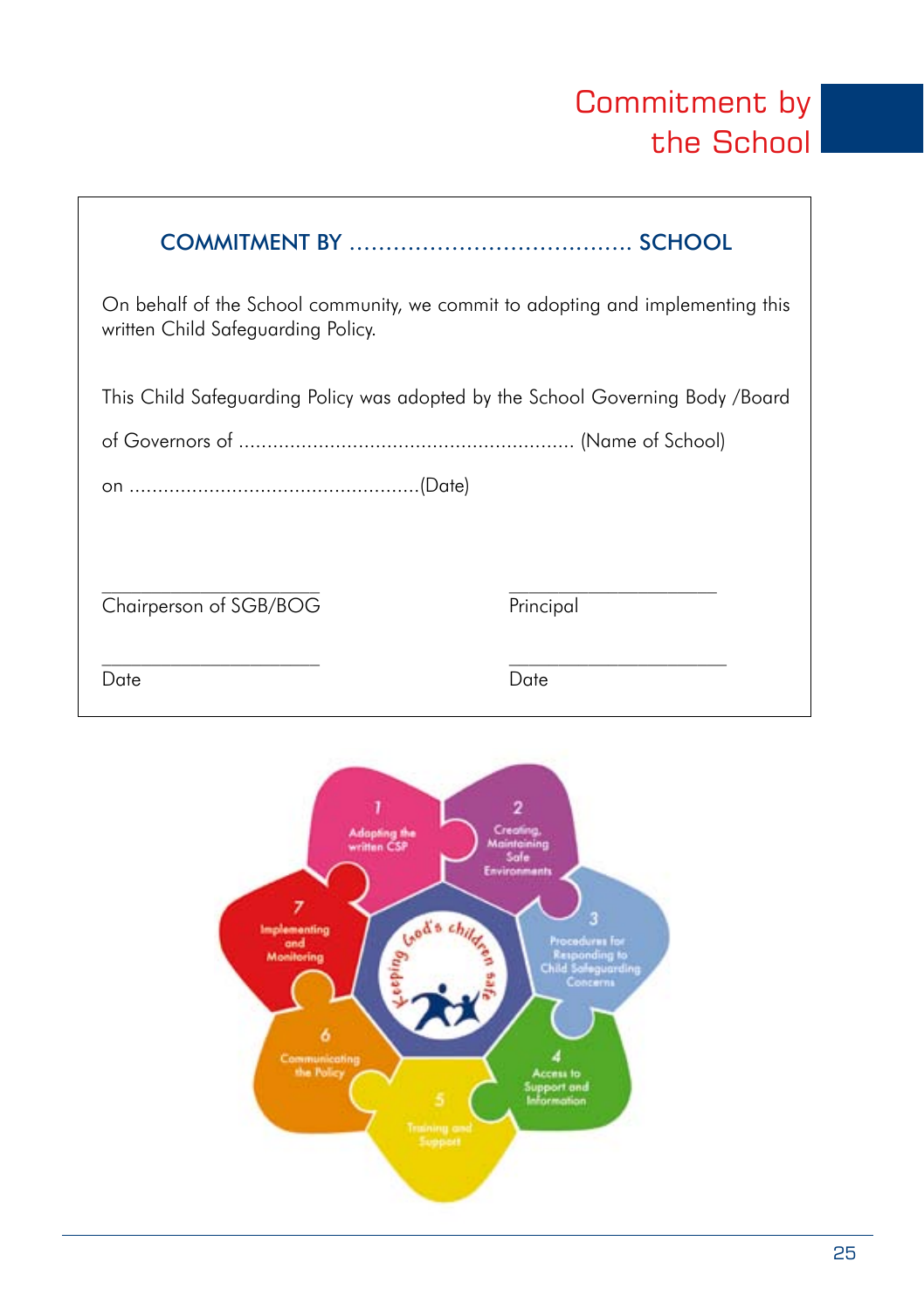# Commitment by the School

## COMMITMENT BY ....................................... SCHOOL

On behalf of the School community, we commit to adopting and implementing this written Child Safeguarding Policy.

This Child Safeguarding Policy was adopted by the School Governing Body /Board of Governors of .......................................................... (Name of School)

on ...................................................(Date)

| _____________________ | _____________________ |
|---|---|
| Chairperson of SGB/BOG | Principal |
| _____________________ | _____________________ |
| Date | Date |

Keeping God's children safe

1. Adopting the written CSP
2. Creating, Maintaining Safe Environments
3. Procedures for Responding to Child Safeguarding Concerns
4. Access to Support and Information
5. Training and Support
6. Communicating the Policy
7. Implementing and Monitoring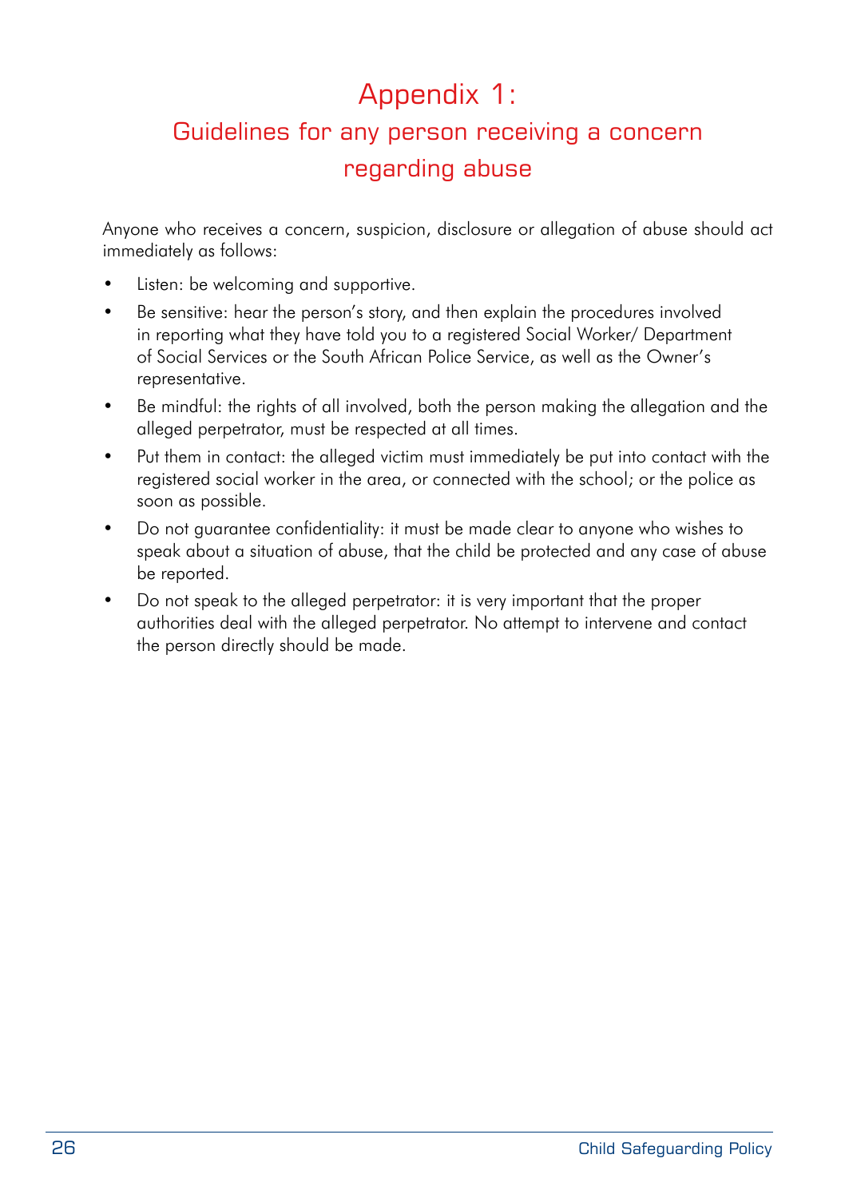# Appendix 1:

## Guidelines for any person receiving a concern regarding abuse

Anyone who receives a concern, suspicion, disclosure or allegation of abuse should act immediately as follows:

- Listen: be welcoming and supportive.
- Be sensitive: hear the person's story, and then explain the procedures involved in reporting what they have told you to a registered Social Worker/ Department of Social Services or the South African Police Service, as well as the Owner's representative.
- Be mindful: the rights of all involved, both the person making the allegation and the alleged perpetrator, must be respected at all times.
- Put them in contact: the alleged victim must immediately be put into contact with the registered social worker in the area, or connected with the school; or the police as soon as possible.
- Do not guarantee confidentiality: it must be made clear to anyone who wishes to speak about a situation of abuse, that the child be protected and any case of abuse be reported.
- Do not speak to the alleged perpetrator: it is very important that the proper authorities deal with the alleged perpetrator. No attempt to intervene and contact the person directly should be made.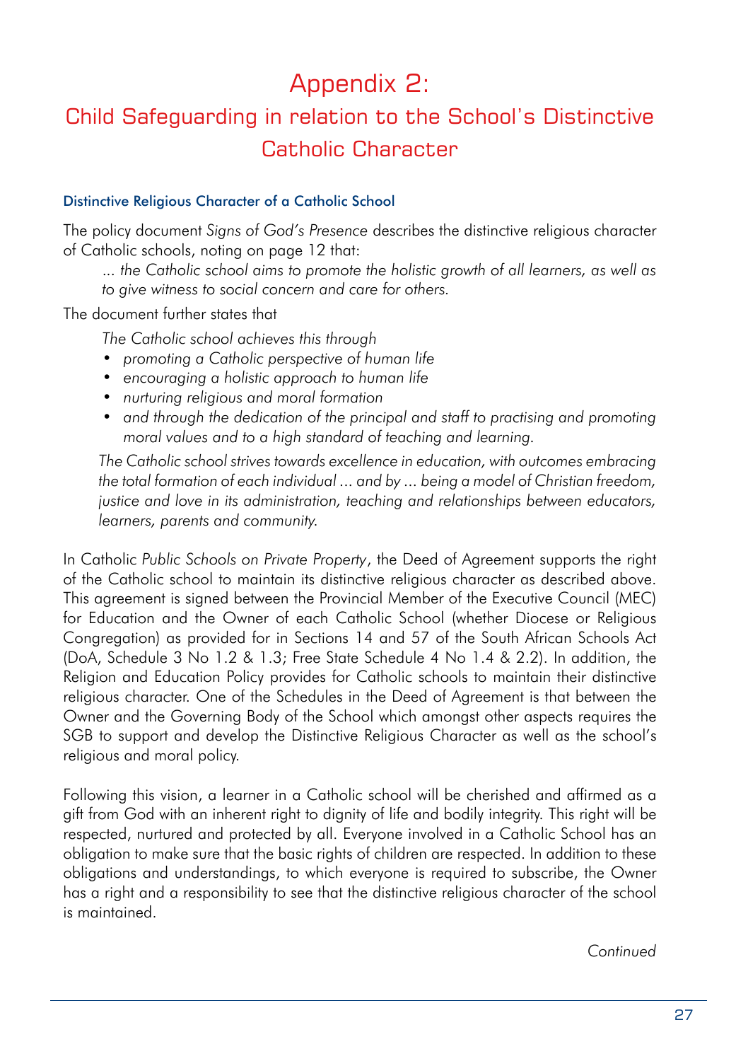# Appendix 2:

## Child Safeguarding in relation to the School's Distinctive Catholic Character

### Distinctive Religious Character of a Catholic School

The policy document *Signs of God's Presence* describes the distinctive religious character of Catholic schools, noting on page 12 that:

> *... the Catholic school aims to promote the holistic growth of all learners, as well as to give witness to social concern and care for others.*

The document further states that

> *The Catholic school achieves this through*
> - *promoting a Catholic perspective of human life*
> - *encouraging a holistic approach to human life*
> - *nurturing religious and moral formation*
> - *and through the dedication of the principal and staff to practising and promoting moral values and to a high standard of teaching and learning.*
>
> *The Catholic school strives towards excellence in education, with outcomes embracing the total formation of each individual ... and by ... being a model of Christian freedom, justice and love in its administration, teaching and relationships between educators, learners, parents and community.*

In Catholic *Public Schools on Private Property*, the Deed of Agreement supports the right of the Catholic school to maintain its distinctive religious character as described above. This agreement is signed between the Provincial Member of the Executive Council (MEC) for Education and the Owner of each Catholic School (whether Diocese or Religious Congregation) as provided for in Sections 14 and 57 of the South African Schools Act (DoA, Schedule 3 No 1.2 & 1.3; Free State Schedule 4 No 1.4 & 2.2). In addition, the Religion and Education Policy provides for Catholic schools to maintain their distinctive religious character. One of the Schedules in the Deed of Agreement is that between the Owner and the Governing Body of the School which amongst other aspects requires the SGB to support and develop the Distinctive Religious Character as well as the school's religious and moral policy.

Following this vision, a learner in a Catholic school will be cherished and affirmed as a gift from God with an inherent right to dignity of life and bodily integrity. This right will be respected, nurtured and protected by all. Everyone involved in a Catholic School has an obligation to make sure that the basic rights of children are respected. In addition to these obligations and understandings, to which everyone is required to subscribe, the Owner has a right and a responsibility to see that the distinctive religious character of the school is maintained.

*Continued*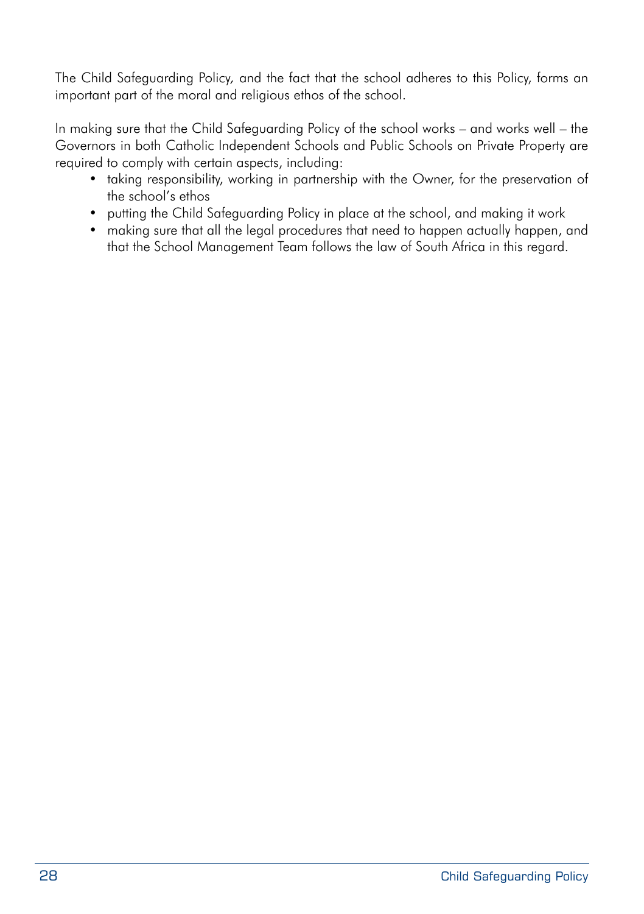The Child Safeguarding Policy, and the fact that the school adheres to this Policy, forms an important part of the moral and religious ethos of the school.

In making sure that the Child Safeguarding Policy of the school works – and works well – the Governors in both Catholic Independent Schools and Public Schools on Private Property are required to comply with certain aspects, including:

- taking responsibility, working in partnership with the Owner, for the preservation of the school's ethos
- putting the Child Safeguarding Policy in place at the school, and making it work
- making sure that all the legal procedures that need to happen actually happen, and that the School Management Team follows the law of South Africa in this regard.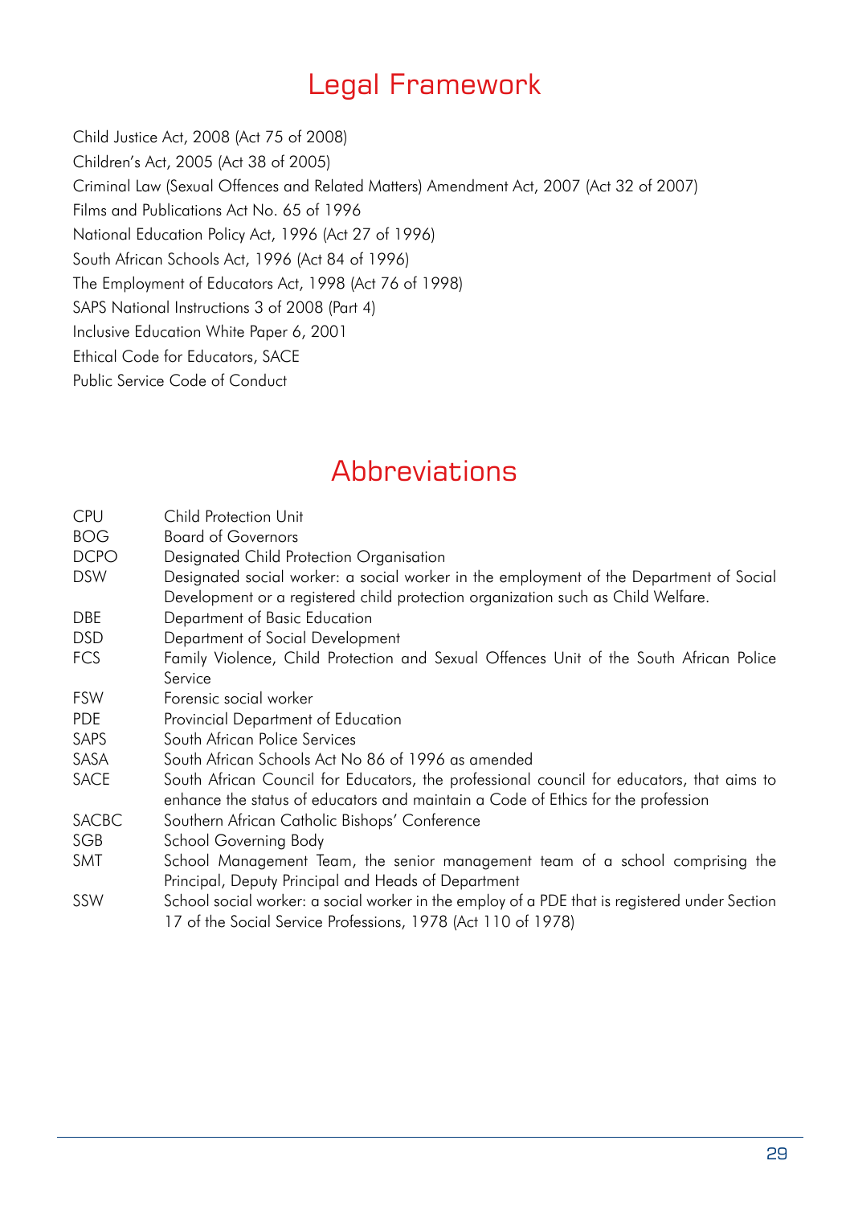# Legal Framework

Child Justice Act, 2008 (Act 75 of 2008)
Children's Act, 2005 (Act 38 of 2005)
Criminal Law (Sexual Offences and Related Matters) Amendment Act, 2007 (Act 32 of 2007)
Films and Publications Act No. 65 of 1996
National Education Policy Act, 1996 (Act 27 of 1996)
South African Schools Act, 1996 (Act 84 of 1996)
The Employment of Educators Act, 1998 (Act 76 of 1998)
SAPS National Instructions 3 of 2008 (Part 4)
Inclusive Education White Paper 6, 2001
Ethical Code for Educators, SACE
Public Service Code of Conduct

# Abbreviations

| | |
|---|---|
| CPU | Child Protection Unit |
| BOG | Board of Governors |
| DCPO | Designated Child Protection Organisation |
| DSW | Designated social worker: a social worker in the employment of the Department of Social Development or a registered child protection organization such as Child Welfare. |
| DBE | Department of Basic Education |
| DSD | Department of Social Development |
| FCS | Family Violence, Child Protection and Sexual Offences Unit of the South African Police Service |
| FSW | Forensic social worker |
| PDE | Provincial Department of Education |
| SAPS | South African Police Services |
| SASA | South African Schools Act No 86 of 1996 as amended |
| SACE | South African Council for Educators, the professional council for educators, that aims to enhance the status of educators and maintain a Code of Ethics for the profession |
| SACBC | Southern African Catholic Bishops' Conference |
| SGB | School Governing Body |
| SMT | School Management Team, the senior management team of a school comprising the Principal, Deputy Principal and Heads of Department |
| SSW | School social worker: a social worker in the employ of a PDE that is registered under Section 17 of the Social Service Professions, 1978 (Act 110 of 1978) |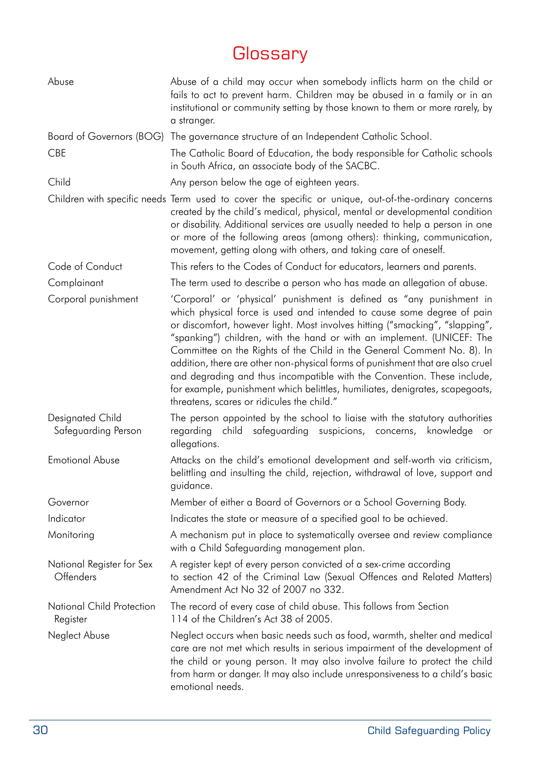# Glossary

| Term | Definition |
|---|---|
| Abuse | Abuse of a child may occur when somebody inflicts harm on the child or fails to act to prevent harm. Children may be abused in a family or in an institutional or community setting by those known to them or more rarely, by a stranger. |
| Board of Governors (BOG) | The governance structure of an Independent Catholic School. |
| CBE | The Catholic Board of Education, the body responsible for Catholic schools in South Africa, an associate body of the SACBC. |
| Child | Any person below the age of eighteen years. |
| Children with specific needs | Term used to cover the specific or unique, out-of-the-ordinary concerns created by the child's medical, physical, mental or developmental condition or disability. Additional services are usually needed to help a person in one or more of the following areas (among others): thinking, communication, movement, getting along with others, and taking care of oneself. |
| Code of Conduct | This refers to the Codes of Conduct for educators, learners and parents. |
| Complainant | The term used to describe a person who has made an allegation of abuse. |
| Corporal punishment | 'Corporal' or 'physical' punishment is defined as "any punishment in which physical force is used and intended to cause some degree of pain or discomfort, however light. Most involves hitting ("smacking", "slapping", "spanking") children, with the hand or with an implement. (UNICEF: The Committee on the Rights of the Child in the General Comment No. 8). In addition, there are other non-physical forms of punishment that are also cruel and degrading and thus incompatible with the Convention. These include, for example, punishment which belittles, humiliates, denigrates, scapegoats, threatens, scares or ridicules the child." |
| Designated Child Safeguarding Person | The person appointed by the school to liaise with the statutory authorities regarding child safeguarding suspicions, concerns, knowledge or allegations. |
| Emotional Abuse | Attacks on the child's emotional development and self-worth via criticism, belittling and insulting the child, rejection, withdrawal of love, support and guidance. |
| Governor | Member of either a Board of Governors or a School Governing Body. |
| Indicator | Indicates the state or measure of a specified goal to be achieved. |
| Monitoring | A mechanism put in place to systematically oversee and review compliance with a Child Safeguarding management plan. |
| National Register for Sex Offenders | A register kept of every person convicted of a sex-crime according to section 42 of the Criminal Law (Sexual Offences and Related Matters) Amendment Act No 32 of 2007 no 332. |
| National Child Protection Register | The record of every case of child abuse. This follows from Section 114 of the Children's Act 38 of 2005. |
| Neglect Abuse | Neglect occurs when basic needs such as food, warmth, shelter and medical care are not met which results in serious impairment of the development of the child or young person. It may also involve failure to protect the child from harm or danger. It may also include unresponsiveness to a child's basic emotional needs. |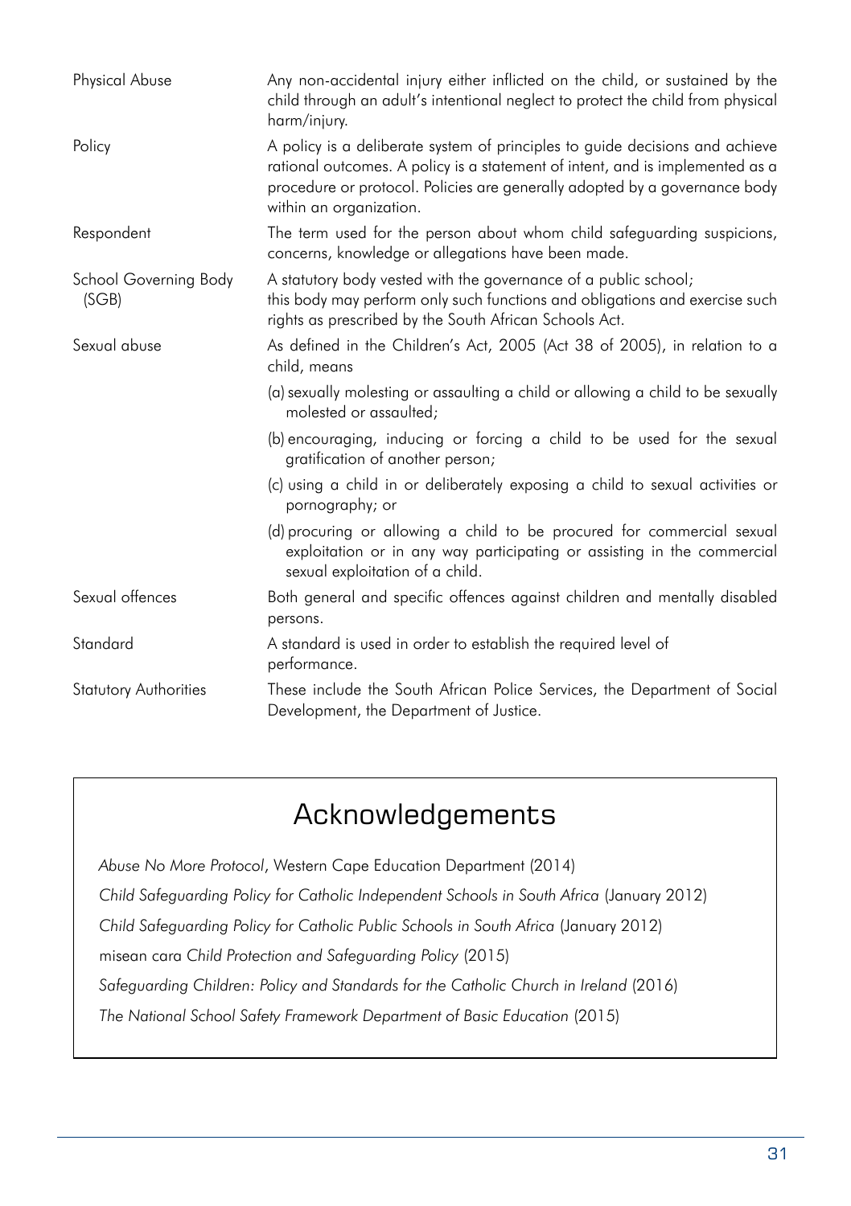| | |
|---|---|
| Physical Abuse | Any non-accidental injury either inflicted on the child, or sustained by the child through an adult's intentional neglect to protect the child from physical harm/injury. |
| Policy | A policy is a deliberate system of principles to guide decisions and achieve rational outcomes. A policy is a statement of intent, and is implemented as a procedure or protocol. Policies are generally adopted by a governance body within an organization. |
| Respondent | The term used for the person about whom child safeguarding suspicions, concerns, knowledge or allegations have been made. |
| School Governing Body (SGB) | A statutory body vested with the governance of a public school; this body may perform only such functions and obligations and exercise such rights as prescribed by the South African Schools Act. |
| Sexual abuse | As defined in the Children's Act, 2005 (Act 38 of 2005), in relation to a child, means<br>(a) sexually molesting or assaulting a child or allowing a child to be sexually molested or assaulted;<br>(b) encouraging, inducing or forcing a child to be used for the sexual gratification of another person;<br>(c) using a child in or deliberately exposing a child to sexual activities or pornography; or<br>(d) procuring or allowing a child to be procured for commercial sexual exploitation or in any way participating or assisting in the commercial sexual exploitation of a child. |
| Sexual offences | Both general and specific offences against children and mentally disabled persons. |
| Standard | A standard is used in order to establish the required level of performance. |
| Statutory Authorities | These include the South African Police Services, the Department of Social Development, the Department of Justice. |

## Acknowledgements

*Abuse No More Protocol*, Western Cape Education Department (2014)

*Child Safeguarding Policy for Catholic Independent Schools in South Africa* (January 2012)

*Child Safeguarding Policy for Catholic Public Schools in South Africa* (January 2012)

misean cara *Child Protection and Safeguarding Policy* (2015)

*Safeguarding Children: Policy and Standards for the Catholic Church in Ireland* (2016)

*The National School Safety Framework Department of Basic Education* (2015)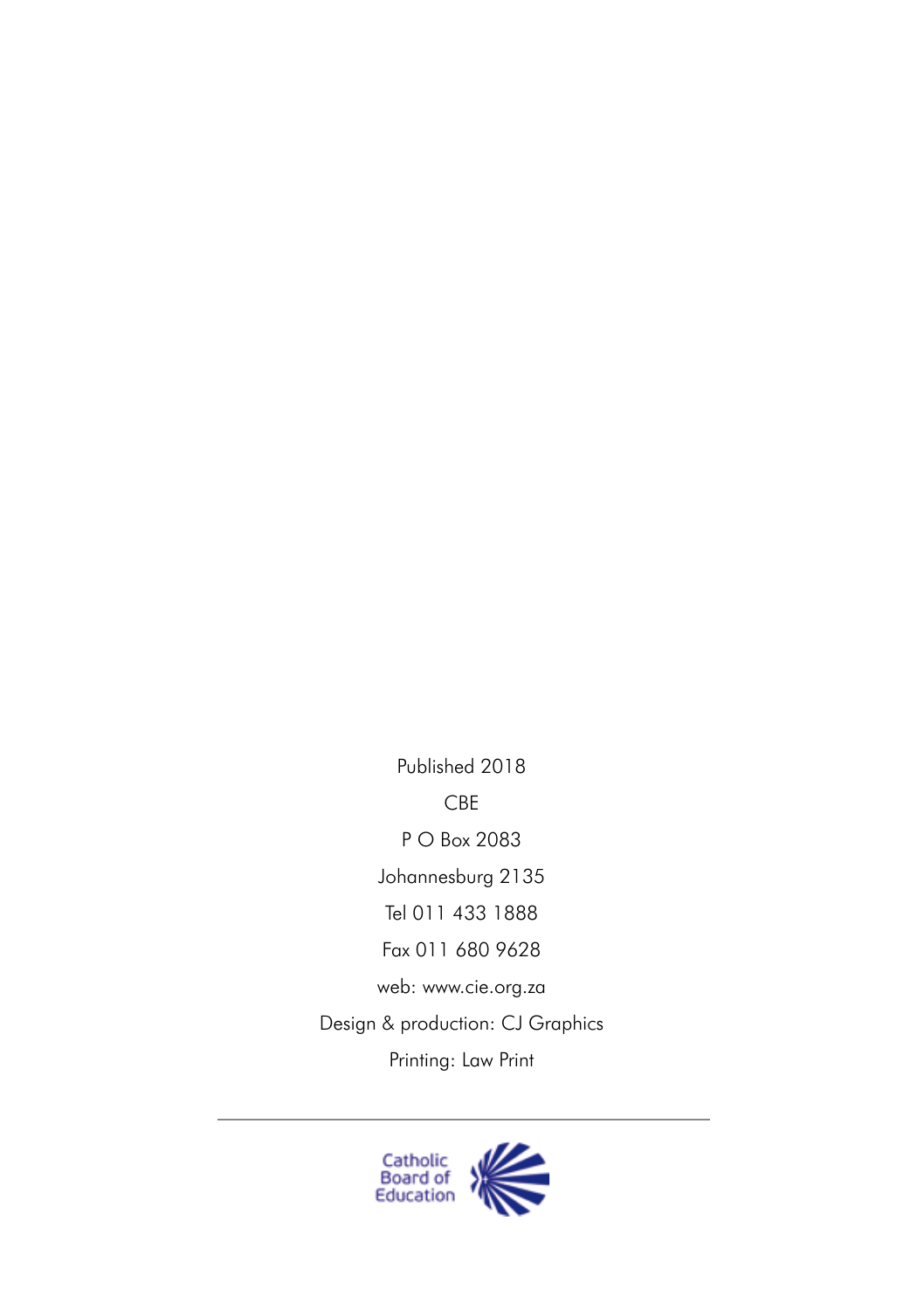Published 2018

CBE

P O Box 2083

Johannesburg 2135

Tel 011 433 1888

Fax 011 680 9628

web: www.cie.org.za

Design & production: CJ Graphics

Printing: Law Print

---

Catholic
Board of
Education